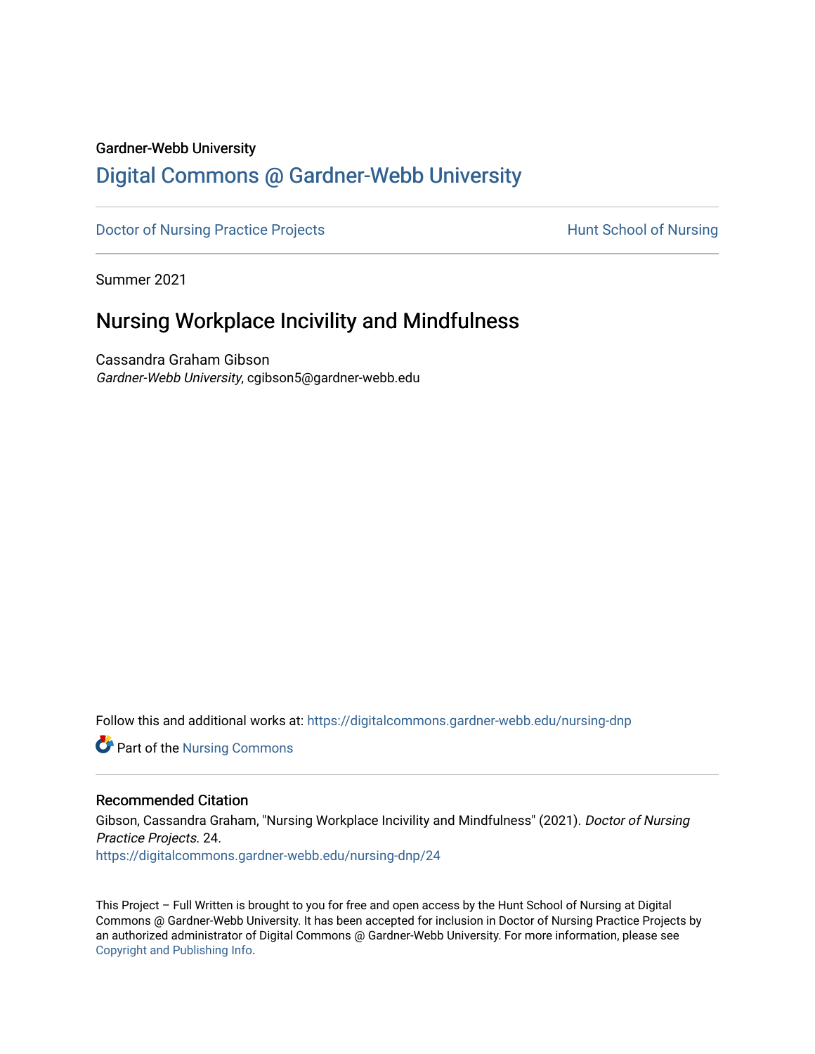Gardner-Webb University

# Digital Commons @ Gardner-Webb University

Doctor of Nursing Practice Projects | Hunt School of Nursing

Summer 2021

## Nursing Workplace Incivility and Mindfulness

Cassandra Graham Gibson
*Gardner-Webb University*, cgibson5@gardner-webb.edu

Follow this and additional works at: https://digitalcommons.gardner-webb.edu/nursing-dnp

Part of the Nursing Commons

### Recommended Citation

Gibson, Cassandra Graham, "Nursing Workplace Incivility and Mindfulness" (2021). *Doctor of Nursing Practice Projects*. 24.
https://digitalcommons.gardner-webb.edu/nursing-dnp/24

This Project – Full Written is brought to you for free and open access by the Hunt School of Nursing at Digital Commons @ Gardner-Webb University. It has been accepted for inclusion in Doctor of Nursing Practice Projects by an authorized administrator of Digital Commons @ Gardner-Webb University. For more information, please see Copyright and Publishing Info.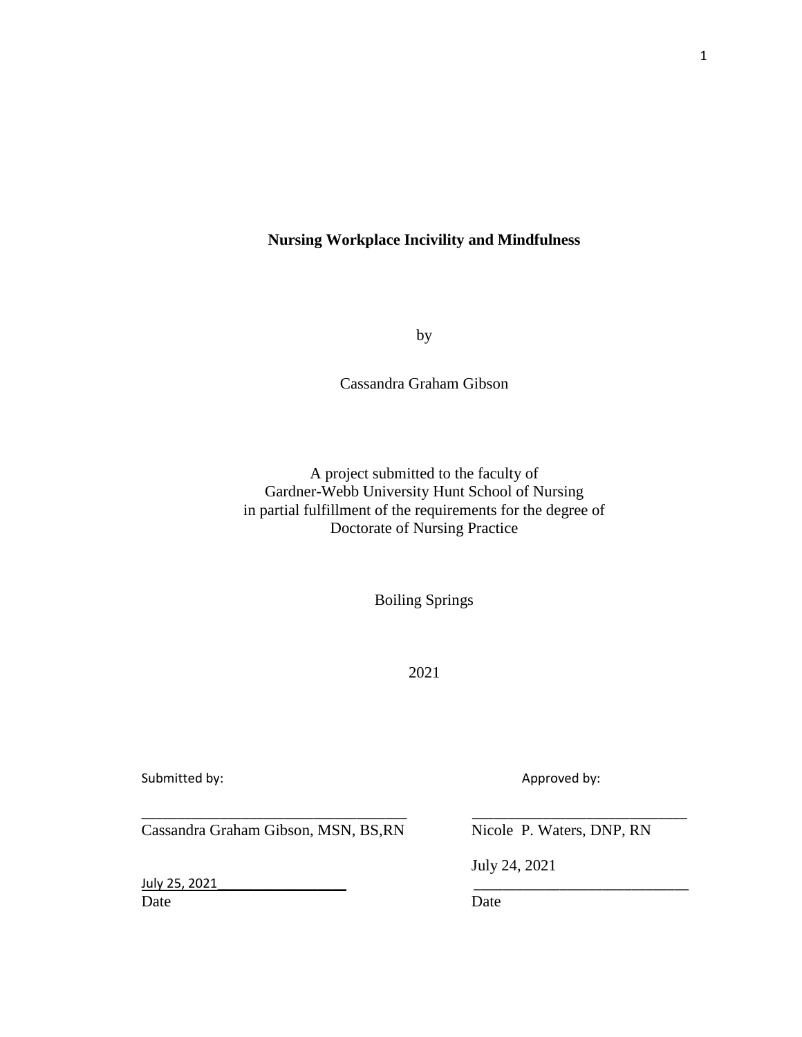**Nursing Workplace Incivility and Mindfulness**

by

Cassandra Graham Gibson

A project submitted to the faculty of
Gardner-Webb University Hunt School of Nursing
in partial fulfillment of the requirements for the degree of
Doctorate of Nursing Practice

Boiling Springs

2021

Submitted by: Approved by:

Cassandra Graham Gibson, MSN, BS,RN

July 25, 2021
Date

Nicole P. Waters, DNP, RN

July 24, 2021
Date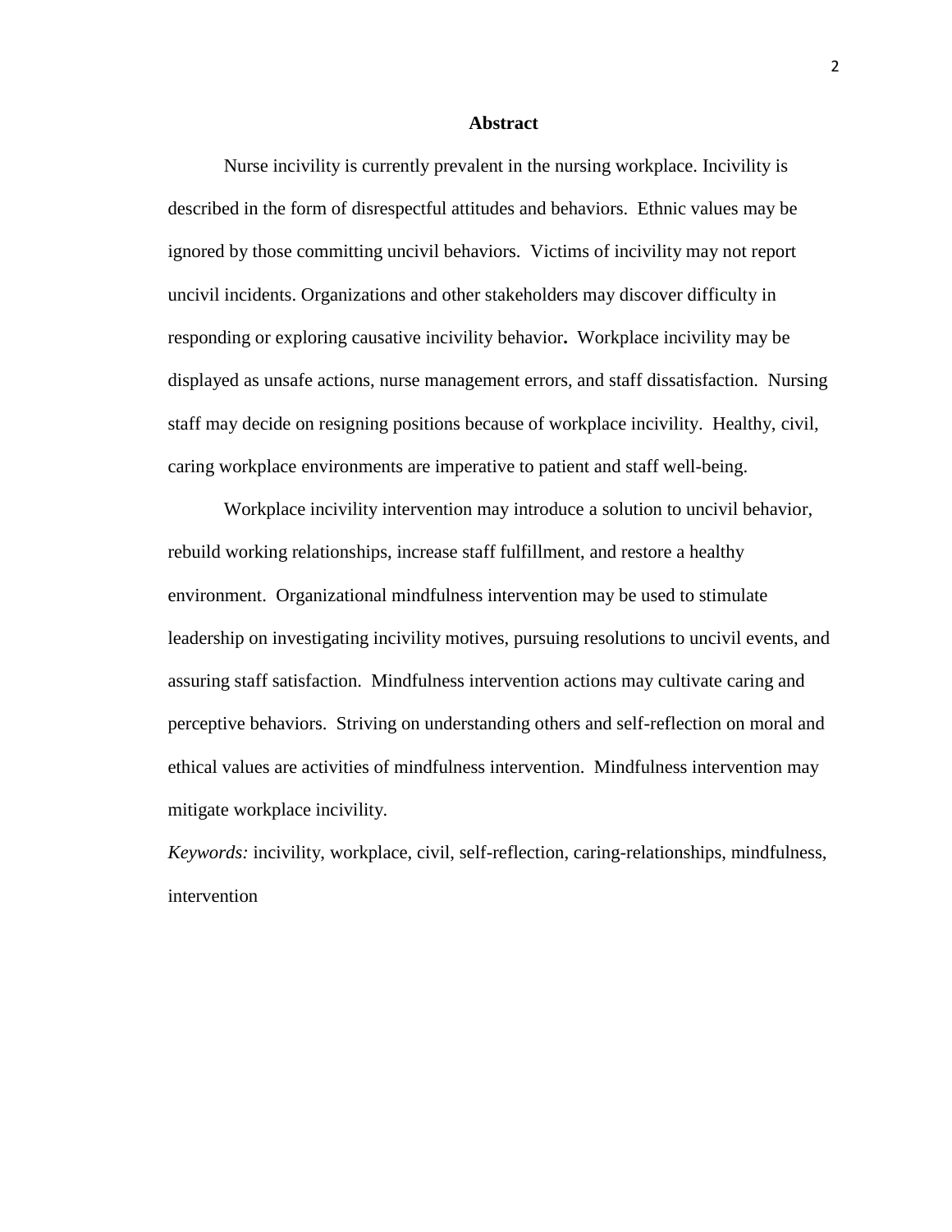# Abstract

Nurse incivility is currently prevalent in the nursing workplace. Incivility is described in the form of disrespectful attitudes and behaviors. Ethnic values may be ignored by those committing uncivil behaviors. Victims of incivility may not report uncivil incidents. Organizations and other stakeholders may discover difficulty in responding or exploring causative incivility behavior**.** Workplace incivility may be displayed as unsafe actions, nurse management errors, and staff dissatisfaction. Nursing staff may decide on resigning positions because of workplace incivility. Healthy, civil, caring workplace environments are imperative to patient and staff well-being.

Workplace incivility intervention may introduce a solution to uncivil behavior, rebuild working relationships, increase staff fulfillment, and restore a healthy environment. Organizational mindfulness intervention may be used to stimulate leadership on investigating incivility motives, pursuing resolutions to uncivil events, and assuring staff satisfaction. Mindfulness intervention actions may cultivate caring and perceptive behaviors. Striving on understanding others and self-reflection on moral and ethical values are activities of mindfulness intervention. Mindfulness intervention may mitigate workplace incivility.

*Keywords:* incivility, workplace, civil, self-reflection, caring-relationships, mindfulness, intervention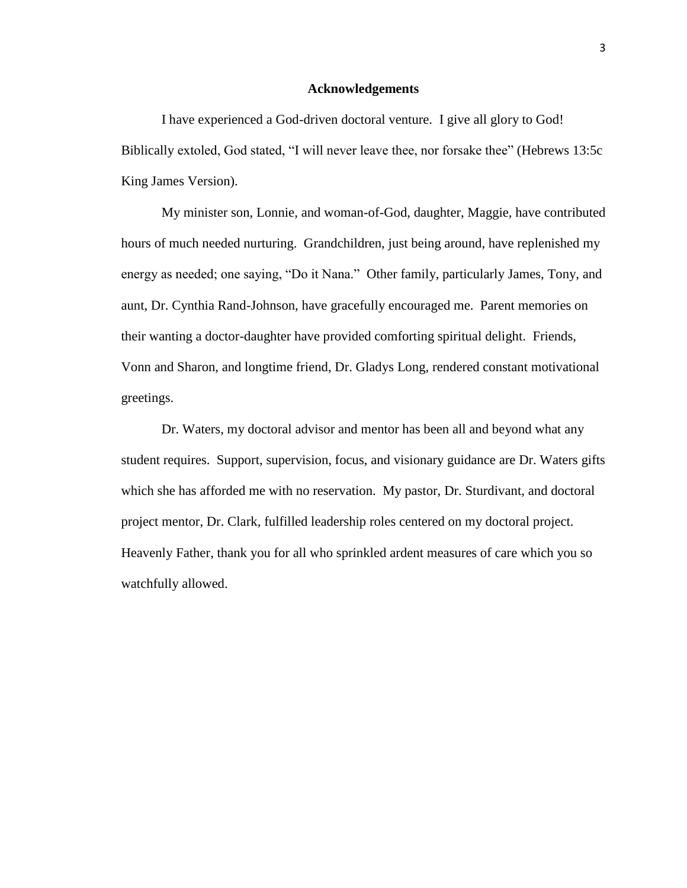# Acknowledgements

I have experienced a God-driven doctoral venture. I give all glory to God! Biblically extoled, God stated, "I will never leave thee, nor forsake thee" (Hebrews 13:5c King James Version).

My minister son, Lonnie, and woman-of-God, daughter, Maggie, have contributed hours of much needed nurturing. Grandchildren, just being around, have replenished my energy as needed; one saying, "Do it Nana." Other family, particularly James, Tony, and aunt, Dr. Cynthia Rand-Johnson, have gracefully encouraged me. Parent memories on their wanting a doctor-daughter have provided comforting spiritual delight. Friends, Vonn and Sharon, and longtime friend, Dr. Gladys Long, rendered constant motivational greetings.

Dr. Waters, my doctoral advisor and mentor has been all and beyond what any student requires. Support, supervision, focus, and visionary guidance are Dr. Waters gifts which she has afforded me with no reservation. My pastor, Dr. Sturdivant, and doctoral project mentor, Dr. Clark, fulfilled leadership roles centered on my doctoral project. Heavenly Father, thank you for all who sprinkled ardent measures of care which you so watchfully allowed.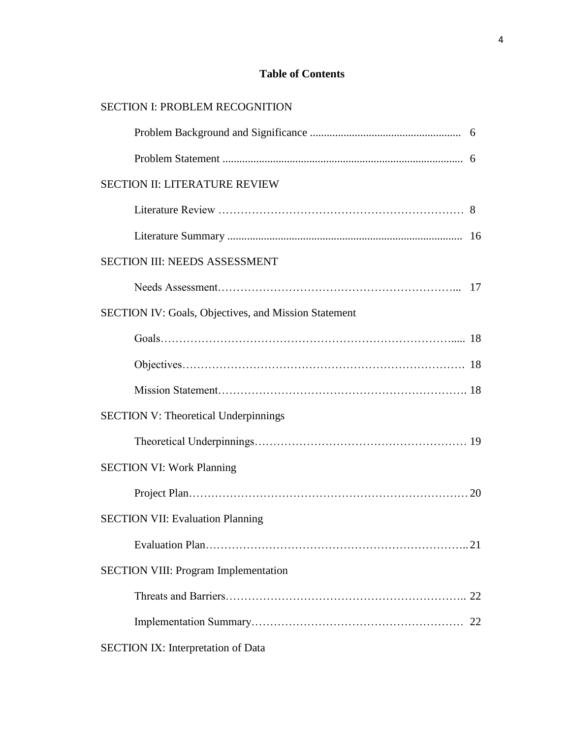**Table of Contents**

SECTION I: PROBLEM RECOGNITION

- Problem Background and Significance ..................................................... 6
- Problem Statement ..................................................................................... 6

SECTION II: LITERATURE REVIEW

- Literature Review ………………………………………………………… 8
- Literature Summary ................................................................................... 16

SECTION III: NEEDS ASSESSMENT

- Needs Assessment………………………………………………………... 17

SECTION IV: Goals, Objectives, and Mission Statement

- Goals…………………………………………………………………..... 18
- Objectives………………………………………………………………. 18
- Mission Statement………………………………………………………. 18

SECTION V: Theoretical Underpinnings

- Theoretical Underpinnings……………………………………………… 19

SECTION VI: Work Planning

- Project Plan………………………………………………………………20

SECTION VII: Evaluation Planning

- Evaluation Plan…………………………………………………………..21

SECTION VIII: Program Implementation

- Threats and Barriers……………………………………………………... 22
- Implementation Summary……………………………………………… 22

SECTION IX: Interpretation of Data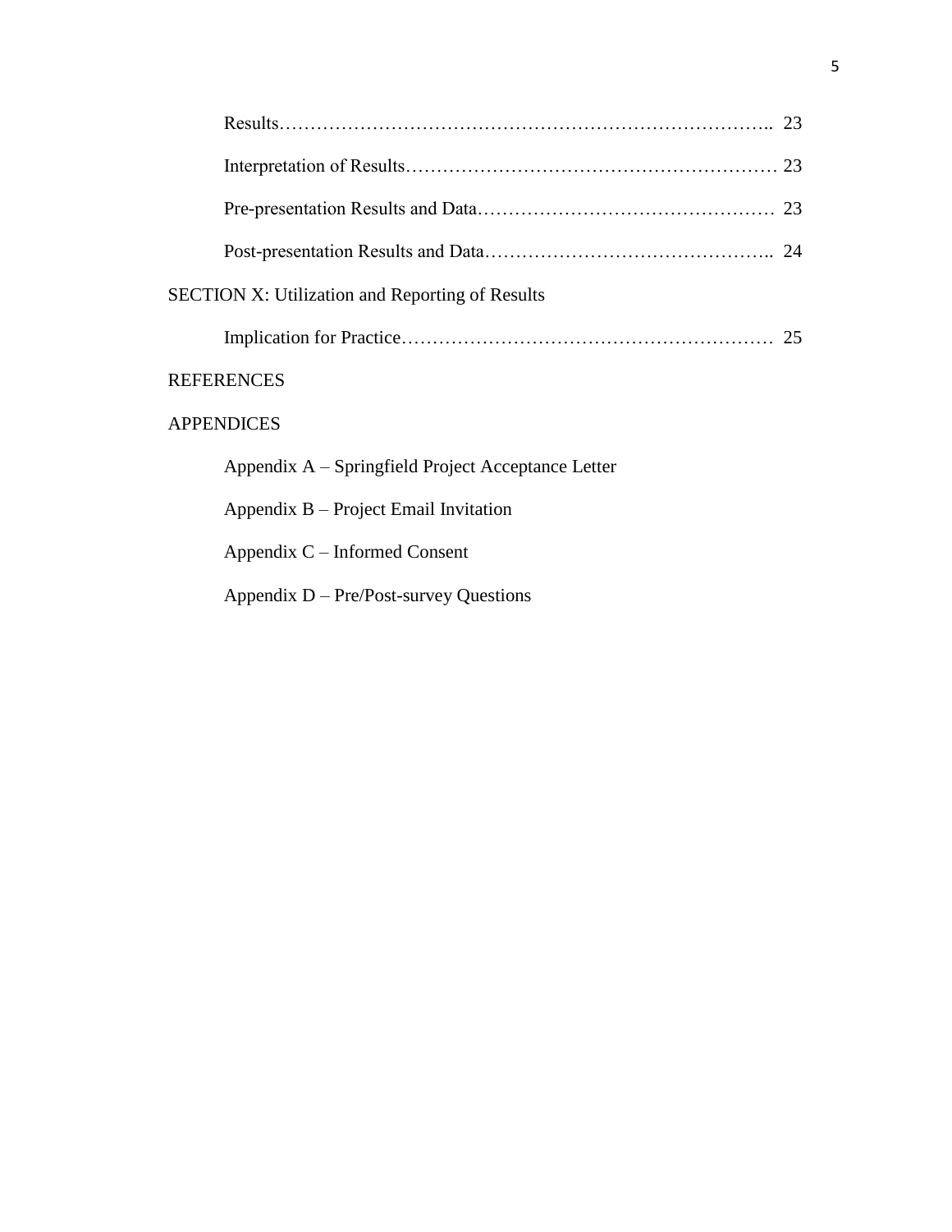Results…………………………………………………………………….. 23

Interpretation of Results…………………………………………………… 23

Pre-presentation Results and Data………………………………………… 23

Post-presentation Results and Data……………………………………….. 24

SECTION X: Utilization and Reporting of Results

Implication for Practice…………………………………………………… 25

REFERENCES

APPENDICES

Appendix A – Springfield Project Acceptance Letter

Appendix B – Project Email Invitation

Appendix C – Informed Consent

Appendix D – Pre/Post-survey Questions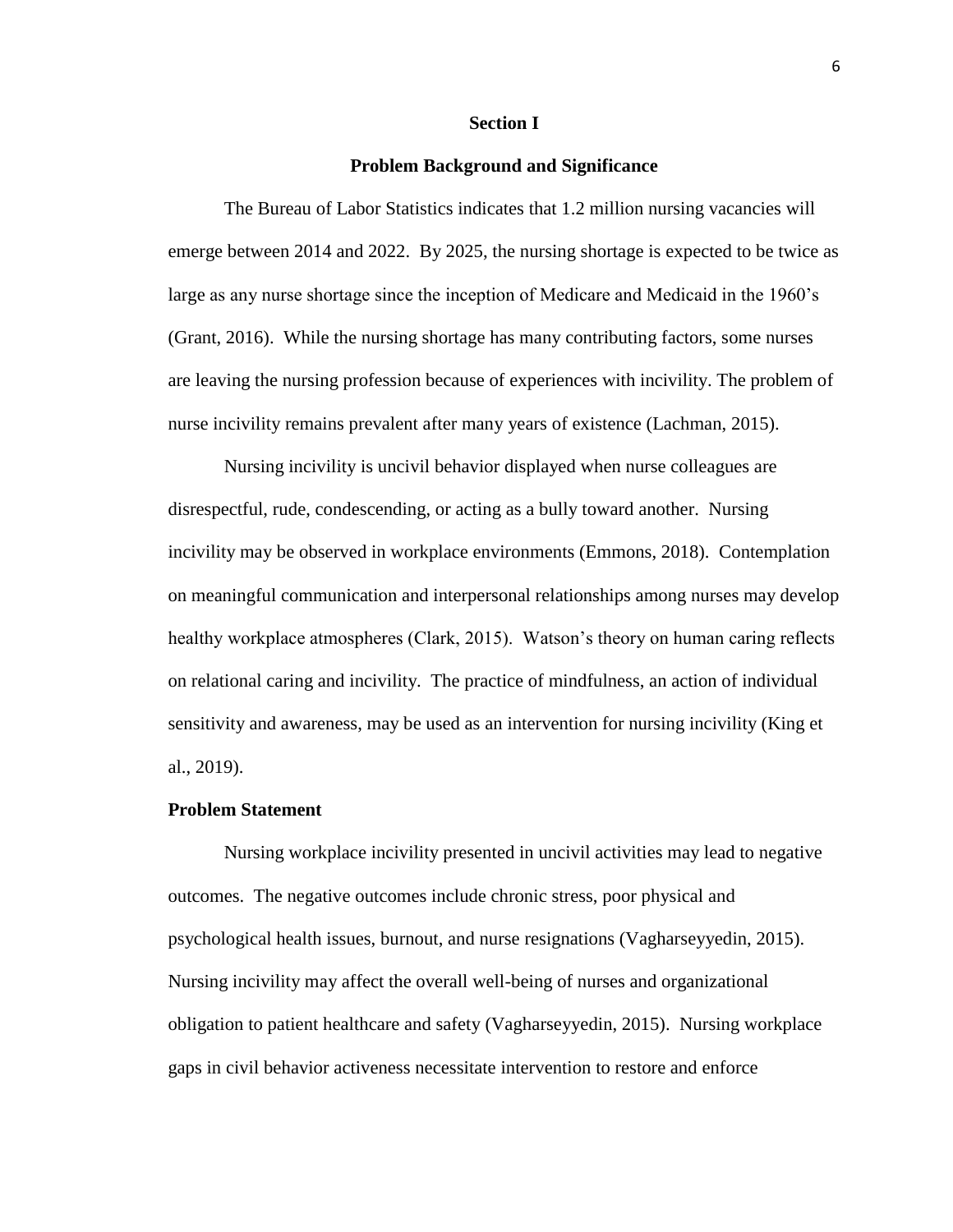# Section I

## Problem Background and Significance

The Bureau of Labor Statistics indicates that 1.2 million nursing vacancies will emerge between 2014 and 2022. By 2025, the nursing shortage is expected to be twice as large as any nurse shortage since the inception of Medicare and Medicaid in the 1960's (Grant, 2016). While the nursing shortage has many contributing factors, some nurses are leaving the nursing profession because of experiences with incivility. The problem of nurse incivility remains prevalent after many years of existence (Lachman, 2015).

Nursing incivility is uncivil behavior displayed when nurse colleagues are disrespectful, rude, condescending, or acting as a bully toward another. Nursing incivility may be observed in workplace environments (Emmons, 2018). Contemplation on meaningful communication and interpersonal relationships among nurses may develop healthy workplace atmospheres (Clark, 2015). Watson's theory on human caring reflects on relational caring and incivility. The practice of mindfulness, an action of individual sensitivity and awareness, may be used as an intervention for nursing incivility (King et al., 2019).

### Problem Statement

Nursing workplace incivility presented in uncivil activities may lead to negative outcomes. The negative outcomes include chronic stress, poor physical and psychological health issues, burnout, and nurse resignations (Vagharseyyedin, 2015). Nursing incivility may affect the overall well-being of nurses and organizational obligation to patient healthcare and safety (Vagharseyyedin, 2015). Nursing workplace gaps in civil behavior activeness necessitate intervention to restore and enforce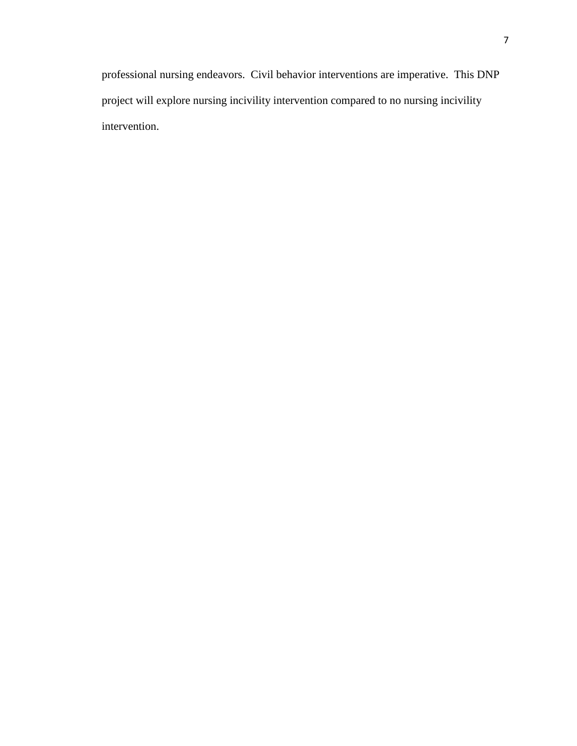professional nursing endeavors. Civil behavior interventions are imperative. This DNP project will explore nursing incivility intervention compared to no nursing incivility intervention.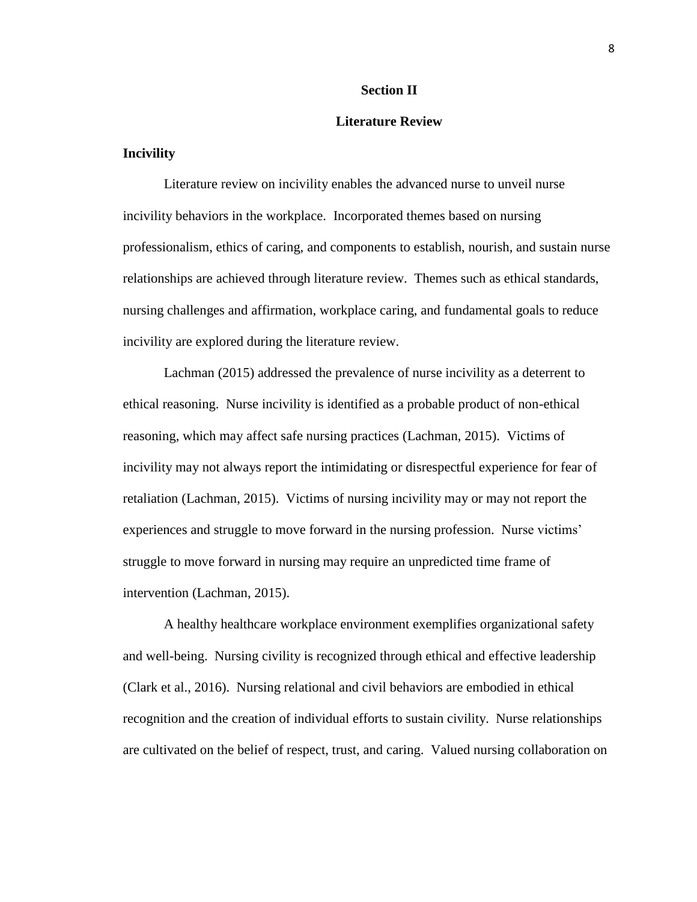## Section II

## Literature Review

### Incivility

Literature review on incivility enables the advanced nurse to unveil nurse incivility behaviors in the workplace. Incorporated themes based on nursing professionalism, ethics of caring, and components to establish, nourish, and sustain nurse relationships are achieved through literature review. Themes such as ethical standards, nursing challenges and affirmation, workplace caring, and fundamental goals to reduce incivility are explored during the literature review.

Lachman (2015) addressed the prevalence of nurse incivility as a deterrent to ethical reasoning. Nurse incivility is identified as a probable product of non-ethical reasoning, which may affect safe nursing practices (Lachman, 2015). Victims of incivility may not always report the intimidating or disrespectful experience for fear of retaliation (Lachman, 2015). Victims of nursing incivility may or may not report the experiences and struggle to move forward in the nursing profession. Nurse victims' struggle to move forward in nursing may require an unpredicted time frame of intervention (Lachman, 2015).

A healthy healthcare workplace environment exemplifies organizational safety and well-being. Nursing civility is recognized through ethical and effective leadership (Clark et al., 2016). Nursing relational and civil behaviors are embodied in ethical recognition and the creation of individual efforts to sustain civility. Nurse relationships are cultivated on the belief of respect, trust, and caring. Valued nursing collaboration on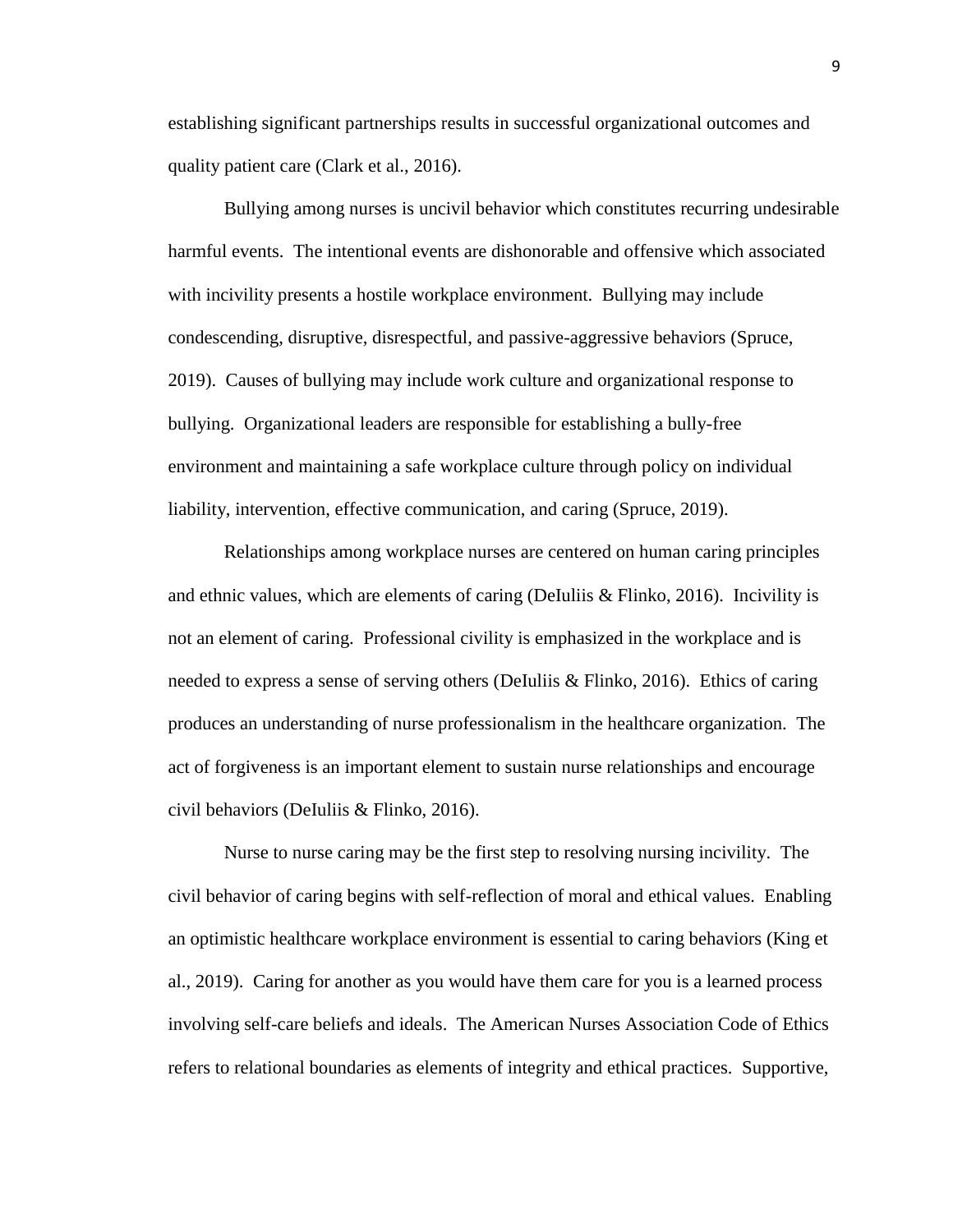establishing significant partnerships results in successful organizational outcomes and quality patient care (Clark et al., 2016).

Bullying among nurses is uncivil behavior which constitutes recurring undesirable harmful events. The intentional events are dishonorable and offensive which associated with incivility presents a hostile workplace environment. Bullying may include condescending, disruptive, disrespectful, and passive-aggressive behaviors (Spruce, 2019). Causes of bullying may include work culture and organizational response to bullying. Organizational leaders are responsible for establishing a bully-free environment and maintaining a safe workplace culture through policy on individual liability, intervention, effective communication, and caring (Spruce, 2019).

Relationships among workplace nurses are centered on human caring principles and ethnic values, which are elements of caring (DeIuliis & Flinko, 2016). Incivility is not an element of caring. Professional civility is emphasized in the workplace and is needed to express a sense of serving others (DeIuliis & Flinko, 2016). Ethics of caring produces an understanding of nurse professionalism in the healthcare organization. The act of forgiveness is an important element to sustain nurse relationships and encourage civil behaviors (DeIuliis & Flinko, 2016).

Nurse to nurse caring may be the first step to resolving nursing incivility. The civil behavior of caring begins with self-reflection of moral and ethical values. Enabling an optimistic healthcare workplace environment is essential to caring behaviors (King et al., 2019). Caring for another as you would have them care for you is a learned process involving self-care beliefs and ideals. The American Nurses Association Code of Ethics refers to relational boundaries as elements of integrity and ethical practices. Supportive,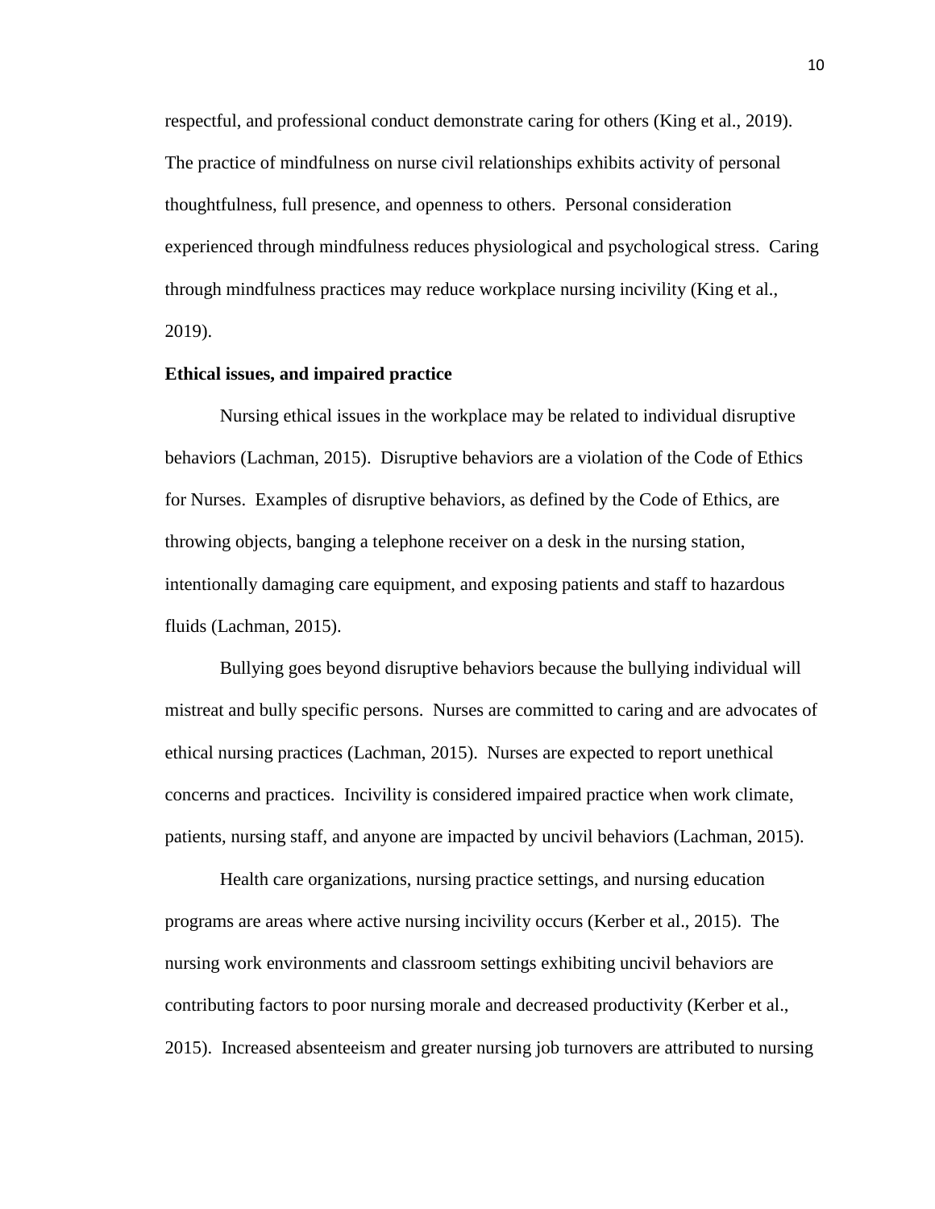respectful, and professional conduct demonstrate caring for others (King et al., 2019). The practice of mindfulness on nurse civil relationships exhibits activity of personal thoughtfulness, full presence, and openness to others. Personal consideration experienced through mindfulness reduces physiological and psychological stress. Caring through mindfulness practices may reduce workplace nursing incivility (King et al., 2019).

**Ethical issues, and impaired practice**

Nursing ethical issues in the workplace may be related to individual disruptive behaviors (Lachman, 2015). Disruptive behaviors are a violation of the Code of Ethics for Nurses. Examples of disruptive behaviors, as defined by the Code of Ethics, are throwing objects, banging a telephone receiver on a desk in the nursing station, intentionally damaging care equipment, and exposing patients and staff to hazardous fluids (Lachman, 2015).

Bullying goes beyond disruptive behaviors because the bullying individual will mistreat and bully specific persons. Nurses are committed to caring and are advocates of ethical nursing practices (Lachman, 2015). Nurses are expected to report unethical concerns and practices. Incivility is considered impaired practice when work climate, patients, nursing staff, and anyone are impacted by uncivil behaviors (Lachman, 2015).

Health care organizations, nursing practice settings, and nursing education programs are areas where active nursing incivility occurs (Kerber et al., 2015). The nursing work environments and classroom settings exhibiting uncivil behaviors are contributing factors to poor nursing morale and decreased productivity (Kerber et al., 2015). Increased absenteeism and greater nursing job turnovers are attributed to nursing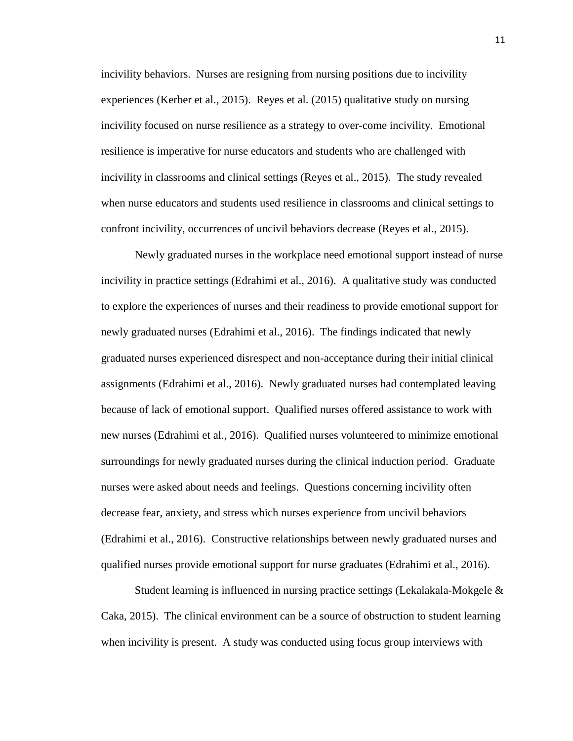incivility behaviors. Nurses are resigning from nursing positions due to incivility experiences (Kerber et al., 2015). Reyes et al. (2015) qualitative study on nursing incivility focused on nurse resilience as a strategy to over-come incivility. Emotional resilience is imperative for nurse educators and students who are challenged with incivility in classrooms and clinical settings (Reyes et al., 2015). The study revealed when nurse educators and students used resilience in classrooms and clinical settings to confront incivility, occurrences of uncivil behaviors decrease (Reyes et al., 2015).

Newly graduated nurses in the workplace need emotional support instead of nurse incivility in practice settings (Edrahimi et al., 2016). A qualitative study was conducted to explore the experiences of nurses and their readiness to provide emotional support for newly graduated nurses (Edrahimi et al., 2016). The findings indicated that newly graduated nurses experienced disrespect and non-acceptance during their initial clinical assignments (Edrahimi et al., 2016). Newly graduated nurses had contemplated leaving because of lack of emotional support. Qualified nurses offered assistance to work with new nurses (Edrahimi et al., 2016). Qualified nurses volunteered to minimize emotional surroundings for newly graduated nurses during the clinical induction period. Graduate nurses were asked about needs and feelings. Questions concerning incivility often decrease fear, anxiety, and stress which nurses experience from uncivil behaviors (Edrahimi et al., 2016). Constructive relationships between newly graduated nurses and qualified nurses provide emotional support for nurse graduates (Edrahimi et al., 2016).

Student learning is influenced in nursing practice settings (Lekalakala-Mokgele & Caka, 2015). The clinical environment can be a source of obstruction to student learning when incivility is present. A study was conducted using focus group interviews with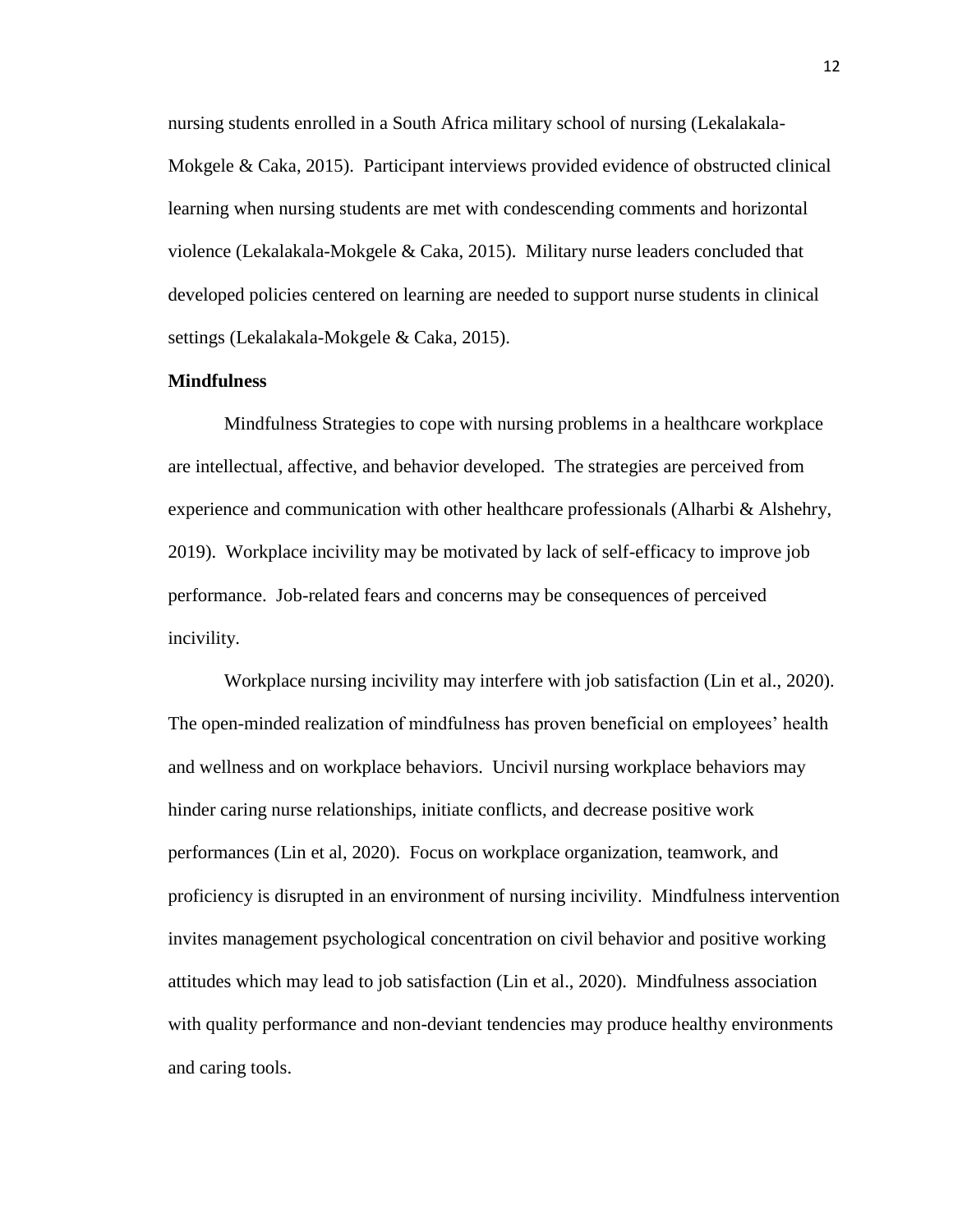nursing students enrolled in a South Africa military school of nursing (Lekalakala-Mokgele & Caka, 2015). Participant interviews provided evidence of obstructed clinical learning when nursing students are met with condescending comments and horizontal violence (Lekalakala-Mokgele & Caka, 2015). Military nurse leaders concluded that developed policies centered on learning are needed to support nurse students in clinical settings (Lekalakala-Mokgele & Caka, 2015).

**Mindfulness**

Mindfulness Strategies to cope with nursing problems in a healthcare workplace are intellectual, affective, and behavior developed. The strategies are perceived from experience and communication with other healthcare professionals (Alharbi & Alshehry, 2019). Workplace incivility may be motivated by lack of self-efficacy to improve job performance. Job-related fears and concerns may be consequences of perceived incivility.

Workplace nursing incivility may interfere with job satisfaction (Lin et al., 2020). The open-minded realization of mindfulness has proven beneficial on employees' health and wellness and on workplace behaviors. Uncivil nursing workplace behaviors may hinder caring nurse relationships, initiate conflicts, and decrease positive work performances (Lin et al, 2020). Focus on workplace organization, teamwork, and proficiency is disrupted in an environment of nursing incivility. Mindfulness intervention invites management psychological concentration on civil behavior and positive working attitudes which may lead to job satisfaction (Lin et al., 2020). Mindfulness association with quality performance and non-deviant tendencies may produce healthy environments and caring tools.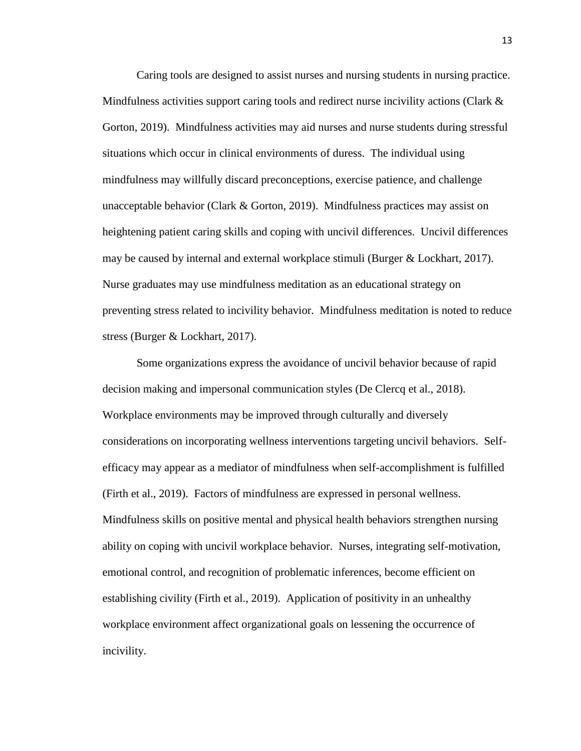Caring tools are designed to assist nurses and nursing students in nursing practice. Mindfulness activities support caring tools and redirect nurse incivility actions (Clark & Gorton, 2019). Mindfulness activities may aid nurses and nurse students during stressful situations which occur in clinical environments of duress. The individual using mindfulness may willfully discard preconceptions, exercise patience, and challenge unacceptable behavior (Clark & Gorton, 2019). Mindfulness practices may assist on heightening patient caring skills and coping with uncivil differences. Uncivil differences may be caused by internal and external workplace stimuli (Burger & Lockhart, 2017). Nurse graduates may use mindfulness meditation as an educational strategy on preventing stress related to incivility behavior. Mindfulness meditation is noted to reduce stress (Burger & Lockhart, 2017).

Some organizations express the avoidance of uncivil behavior because of rapid decision making and impersonal communication styles (De Clercq et al., 2018). Workplace environments may be improved through culturally and diversely considerations on incorporating wellness interventions targeting uncivil behaviors. Self-efficacy may appear as a mediator of mindfulness when self-accomplishment is fulfilled (Firth et al., 2019). Factors of mindfulness are expressed in personal wellness. Mindfulness skills on positive mental and physical health behaviors strengthen nursing ability on coping with uncivil workplace behavior. Nurses, integrating self-motivation, emotional control, and recognition of problematic inferences, become efficient on establishing civility (Firth et al., 2019). Application of positivity in an unhealthy workplace environment affect organizational goals on lessening the occurrence of incivility.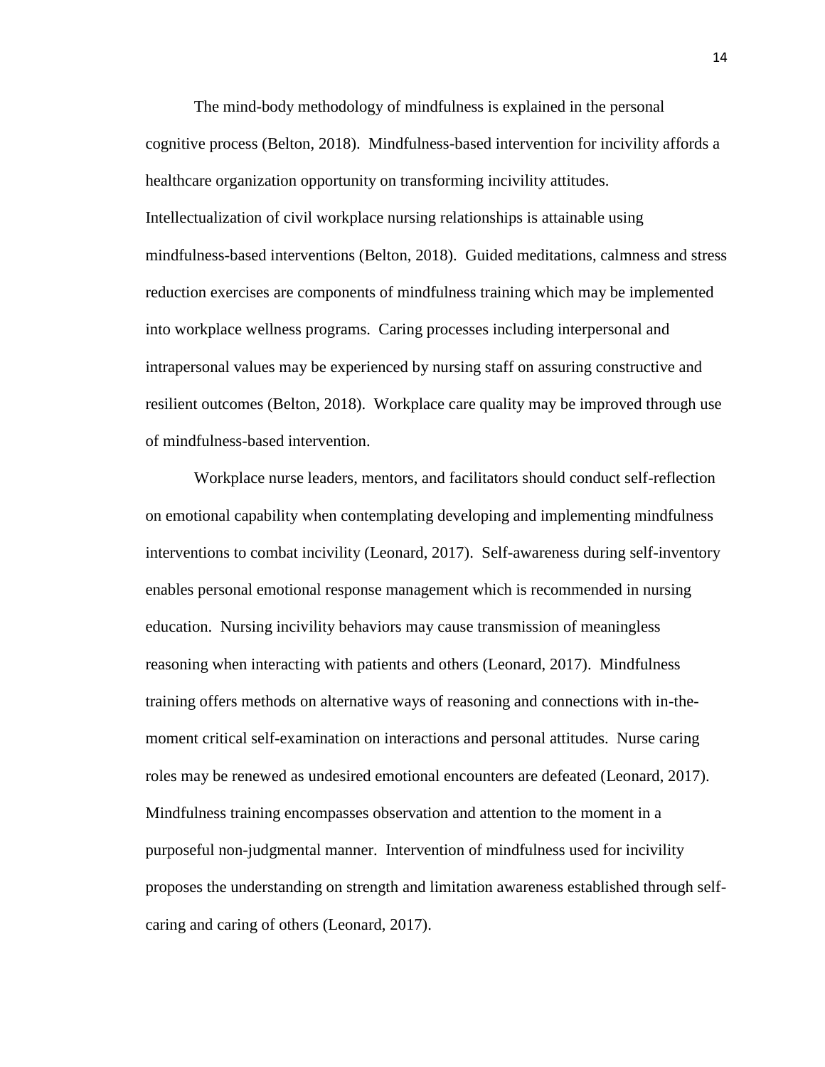The mind-body methodology of mindfulness is explained in the personal cognitive process (Belton, 2018). Mindfulness-based intervention for incivility affords a healthcare organization opportunity on transforming incivility attitudes. Intellectualization of civil workplace nursing relationships is attainable using mindfulness-based interventions (Belton, 2018). Guided meditations, calmness and stress reduction exercises are components of mindfulness training which may be implemented into workplace wellness programs. Caring processes including interpersonal and intrapersonal values may be experienced by nursing staff on assuring constructive and resilient outcomes (Belton, 2018). Workplace care quality may be improved through use of mindfulness-based intervention.

Workplace nurse leaders, mentors, and facilitators should conduct self-reflection on emotional capability when contemplating developing and implementing mindfulness interventions to combat incivility (Leonard, 2017). Self-awareness during self-inventory enables personal emotional response management which is recommended in nursing education. Nursing incivility behaviors may cause transmission of meaningless reasoning when interacting with patients and others (Leonard, 2017). Mindfulness training offers methods on alternative ways of reasoning and connections with in-the-moment critical self-examination on interactions and personal attitudes. Nurse caring roles may be renewed as undesired emotional encounters are defeated (Leonard, 2017). Mindfulness training encompasses observation and attention to the moment in a purposeful non-judgmental manner. Intervention of mindfulness used for incivility proposes the understanding on strength and limitation awareness established through self-caring and caring of others (Leonard, 2017).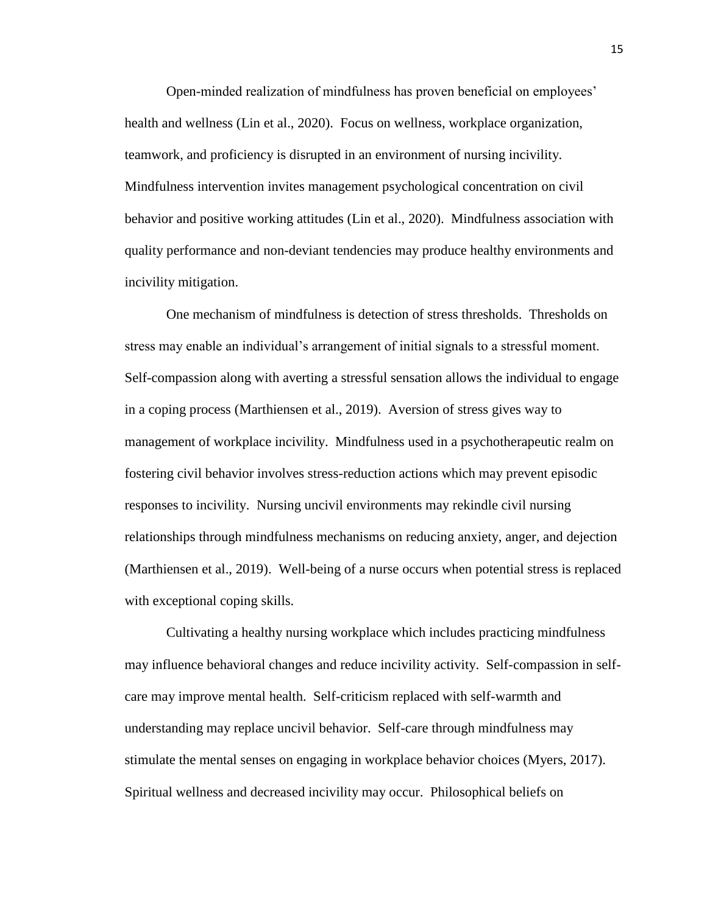Open-minded realization of mindfulness has proven beneficial on employees' health and wellness (Lin et al., 2020). Focus on wellness, workplace organization, teamwork, and proficiency is disrupted in an environment of nursing incivility. Mindfulness intervention invites management psychological concentration on civil behavior and positive working attitudes (Lin et al., 2020). Mindfulness association with quality performance and non-deviant tendencies may produce healthy environments and incivility mitigation.

One mechanism of mindfulness is detection of stress thresholds. Thresholds on stress may enable an individual's arrangement of initial signals to a stressful moment. Self-compassion along with averting a stressful sensation allows the individual to engage in a coping process (Marthiensen et al., 2019). Aversion of stress gives way to management of workplace incivility. Mindfulness used in a psychotherapeutic realm on fostering civil behavior involves stress-reduction actions which may prevent episodic responses to incivility. Nursing uncivil environments may rekindle civil nursing relationships through mindfulness mechanisms on reducing anxiety, anger, and dejection (Marthiensen et al., 2019). Well-being of a nurse occurs when potential stress is replaced with exceptional coping skills.

Cultivating a healthy nursing workplace which includes practicing mindfulness may influence behavioral changes and reduce incivility activity. Self-compassion in self-care may improve mental health. Self-criticism replaced with self-warmth and understanding may replace uncivil behavior. Self-care through mindfulness may stimulate the mental senses on engaging in workplace behavior choices (Myers, 2017). Spiritual wellness and decreased incivility may occur. Philosophical beliefs on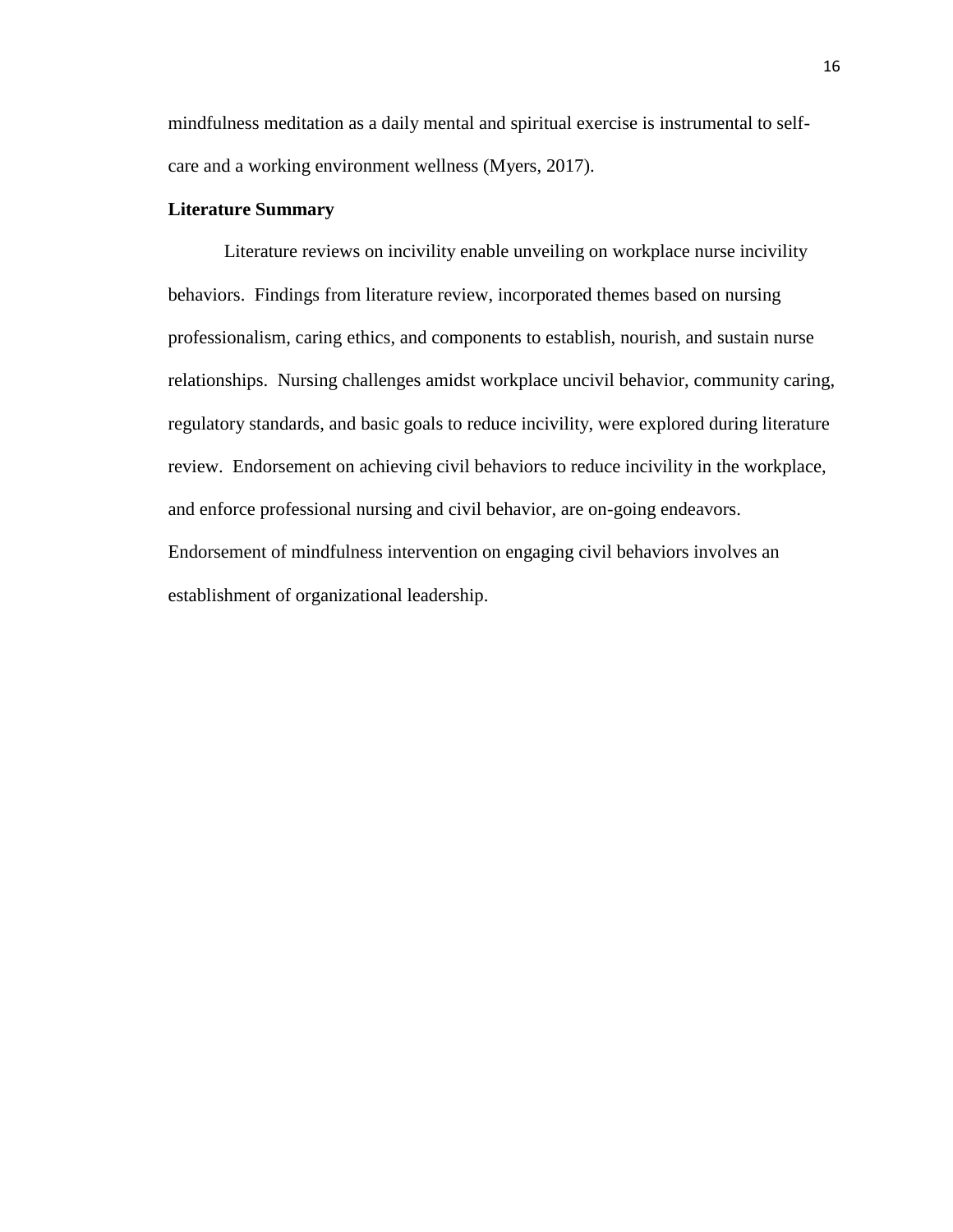mindfulness meditation as a daily mental and spiritual exercise is instrumental to self-care and a working environment wellness (Myers, 2017).

**Literature Summary**

Literature reviews on incivility enable unveiling on workplace nurse incivility behaviors. Findings from literature review, incorporated themes based on nursing professionalism, caring ethics, and components to establish, nourish, and sustain nurse relationships. Nursing challenges amidst workplace uncivil behavior, community caring, regulatory standards, and basic goals to reduce incivility, were explored during literature review. Endorsement on achieving civil behaviors to reduce incivility in the workplace, and enforce professional nursing and civil behavior, are on-going endeavors. Endorsement of mindfulness intervention on engaging civil behaviors involves an establishment of organizational leadership.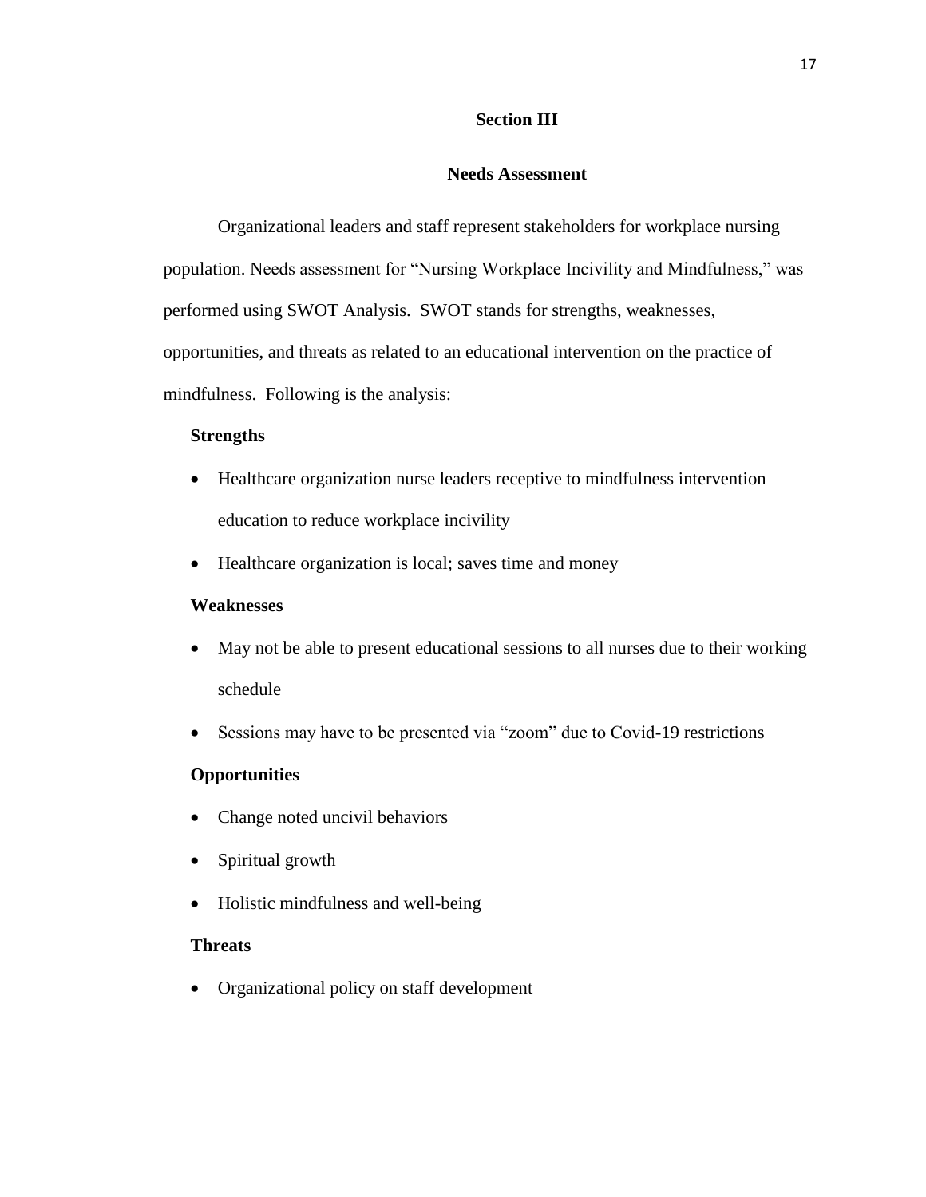## Section III

## Needs Assessment

Organizational leaders and staff represent stakeholders for workplace nursing population. Needs assessment for "Nursing Workplace Incivility and Mindfulness," was performed using SWOT Analysis. SWOT stands for strengths, weaknesses, opportunities, and threats as related to an educational intervention on the practice of mindfulness. Following is the analysis:

**Strengths**

- Healthcare organization nurse leaders receptive to mindfulness intervention education to reduce workplace incivility
- Healthcare organization is local; saves time and money

**Weaknesses**

- May not be able to present educational sessions to all nurses due to their working schedule
- Sessions may have to be presented via "zoom" due to Covid-19 restrictions

**Opportunities**

- Change noted uncivil behaviors
- Spiritual growth
- Holistic mindfulness and well-being

**Threats**

- Organizational policy on staff development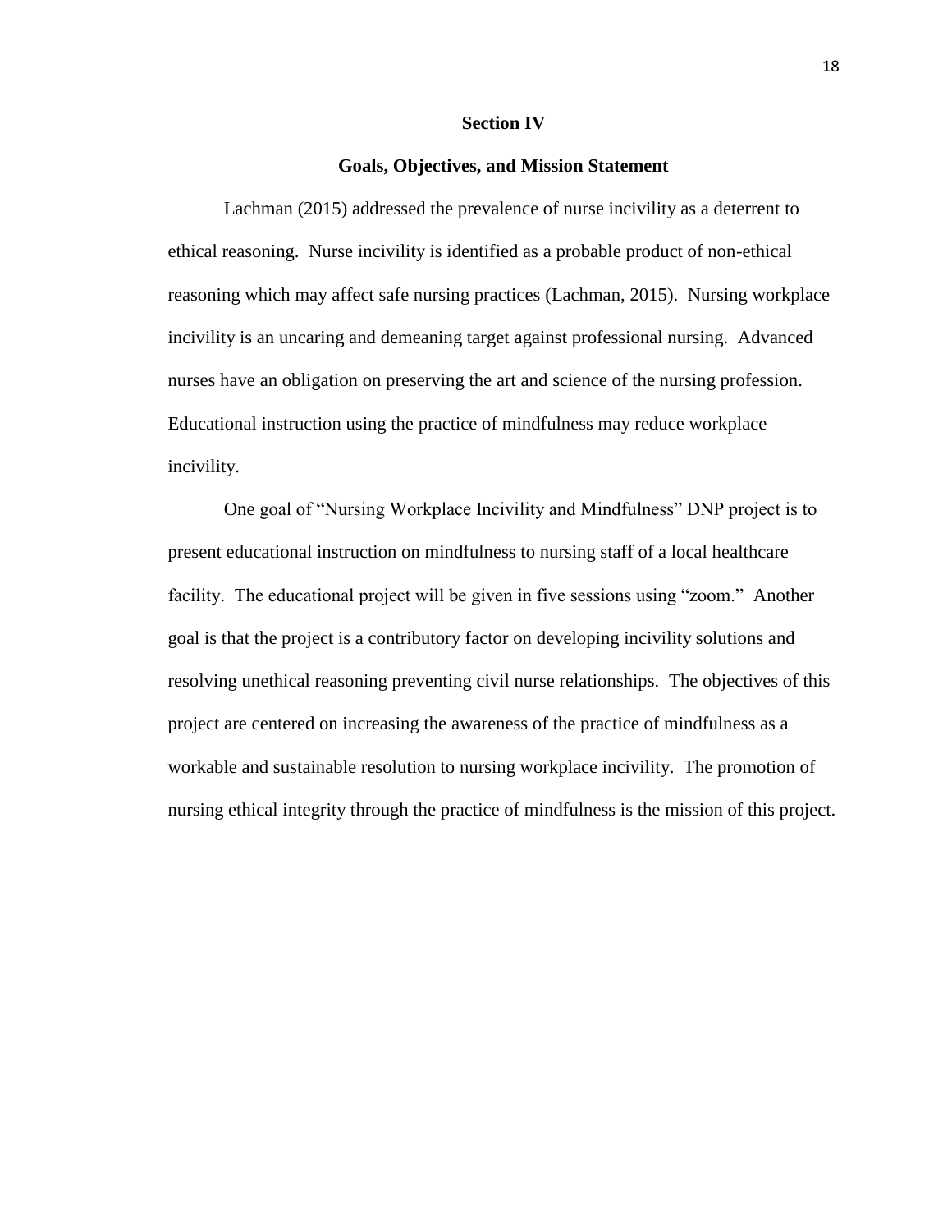## Section IV

### Goals, Objectives, and Mission Statement

Lachman (2015) addressed the prevalence of nurse incivility as a deterrent to ethical reasoning. Nurse incivility is identified as a probable product of non-ethical reasoning which may affect safe nursing practices (Lachman, 2015). Nursing workplace incivility is an uncaring and demeaning target against professional nursing. Advanced nurses have an obligation on preserving the art and science of the nursing profession. Educational instruction using the practice of mindfulness may reduce workplace incivility.

One goal of "Nursing Workplace Incivility and Mindfulness" DNP project is to present educational instruction on mindfulness to nursing staff of a local healthcare facility. The educational project will be given in five sessions using "zoom." Another goal is that the project is a contributory factor on developing incivility solutions and resolving unethical reasoning preventing civil nurse relationships. The objectives of this project are centered on increasing the awareness of the practice of mindfulness as a workable and sustainable resolution to nursing workplace incivility. The promotion of nursing ethical integrity through the practice of mindfulness is the mission of this project.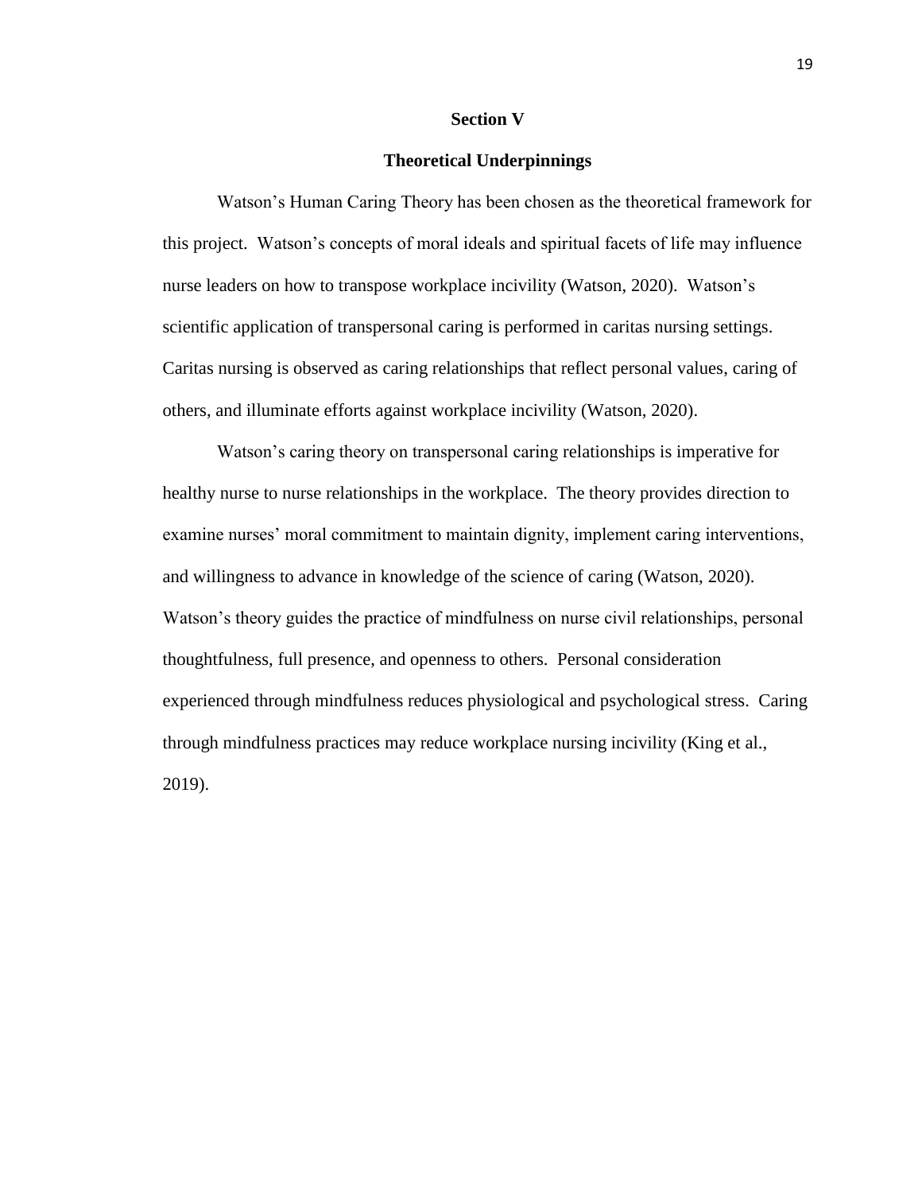# Section V

## Theoretical Underpinnings

Watson's Human Caring Theory has been chosen as the theoretical framework for this project. Watson's concepts of moral ideals and spiritual facets of life may influence nurse leaders on how to transpose workplace incivility (Watson, 2020). Watson's scientific application of transpersonal caring is performed in caritas nursing settings. Caritas nursing is observed as caring relationships that reflect personal values, caring of others, and illuminate efforts against workplace incivility (Watson, 2020).

Watson's caring theory on transpersonal caring relationships is imperative for healthy nurse to nurse relationships in the workplace. The theory provides direction to examine nurses' moral commitment to maintain dignity, implement caring interventions, and willingness to advance in knowledge of the science of caring (Watson, 2020). Watson's theory guides the practice of mindfulness on nurse civil relationships, personal thoughtfulness, full presence, and openness to others. Personal consideration experienced through mindfulness reduces physiological and psychological stress. Caring through mindfulness practices may reduce workplace nursing incivility (King et al., 2019).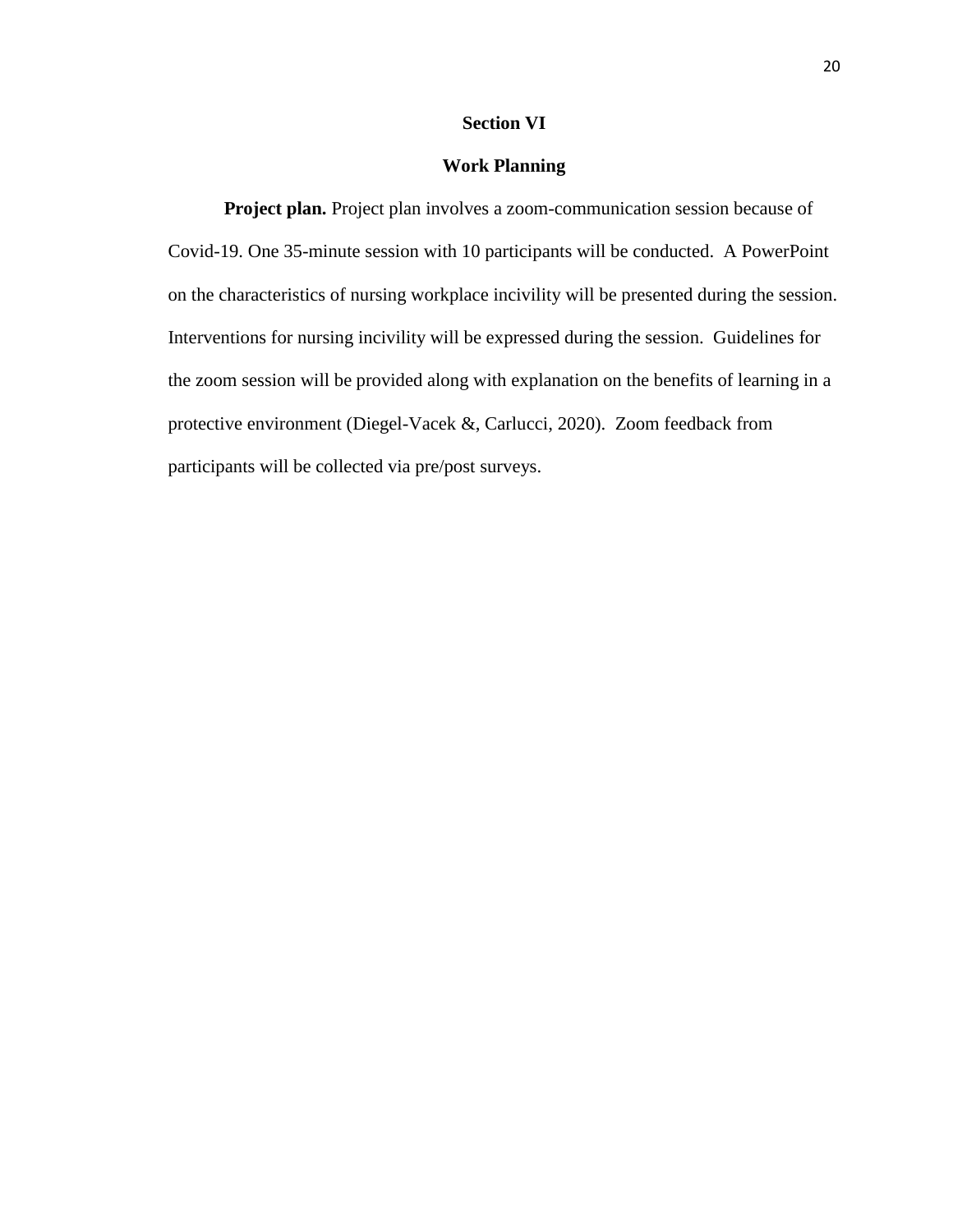## Section VI

## Work Planning

**Project plan.** Project plan involves a zoom-communication session because of Covid-19. One 35-minute session with 10 participants will be conducted.  A PowerPoint on the characteristics of nursing workplace incivility will be presented during the session. Interventions for nursing incivility will be expressed during the session.  Guidelines for the zoom session will be provided along with explanation on the benefits of learning in a protective environment (Diegel-Vacek &, Carlucci, 2020).  Zoom feedback from participants will be collected via pre/post surveys.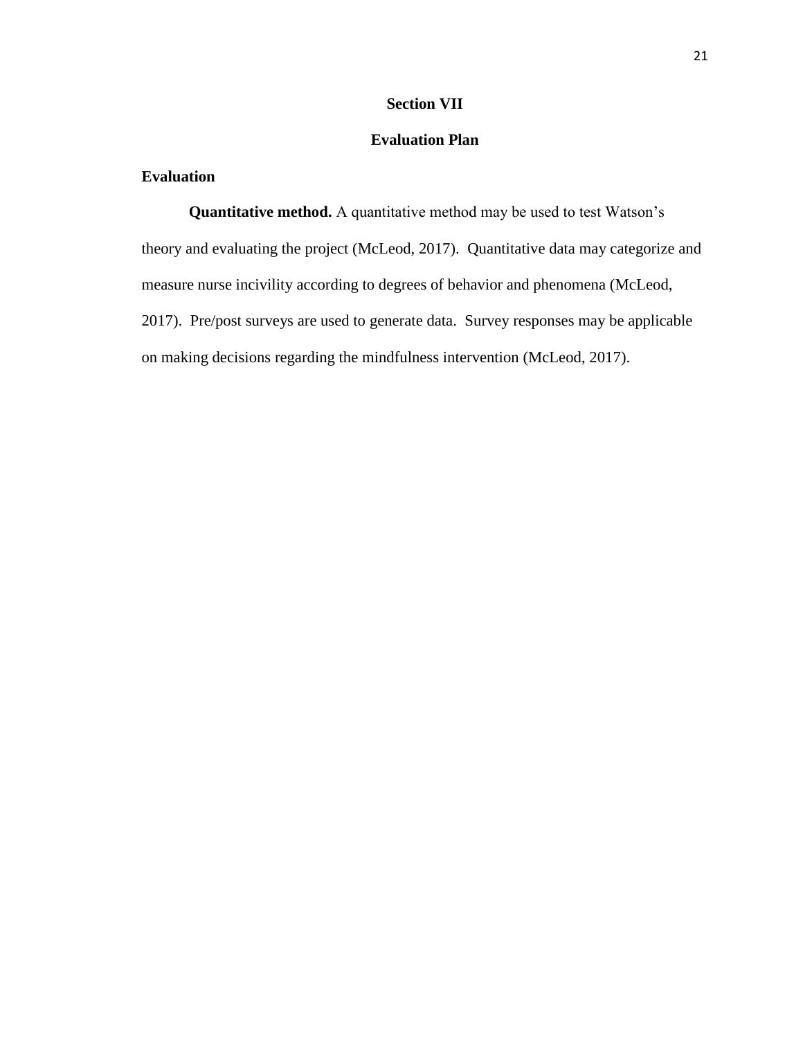# Section VII

## Evaluation Plan

### Evaluation

**Quantitative method.** A quantitative method may be used to test Watson's theory and evaluating the project (McLeod, 2017). Quantitative data may categorize and measure nurse incivility according to degrees of behavior and phenomena (McLeod, 2017). Pre/post surveys are used to generate data. Survey responses may be applicable on making decisions regarding the mindfulness intervention (McLeod, 2017).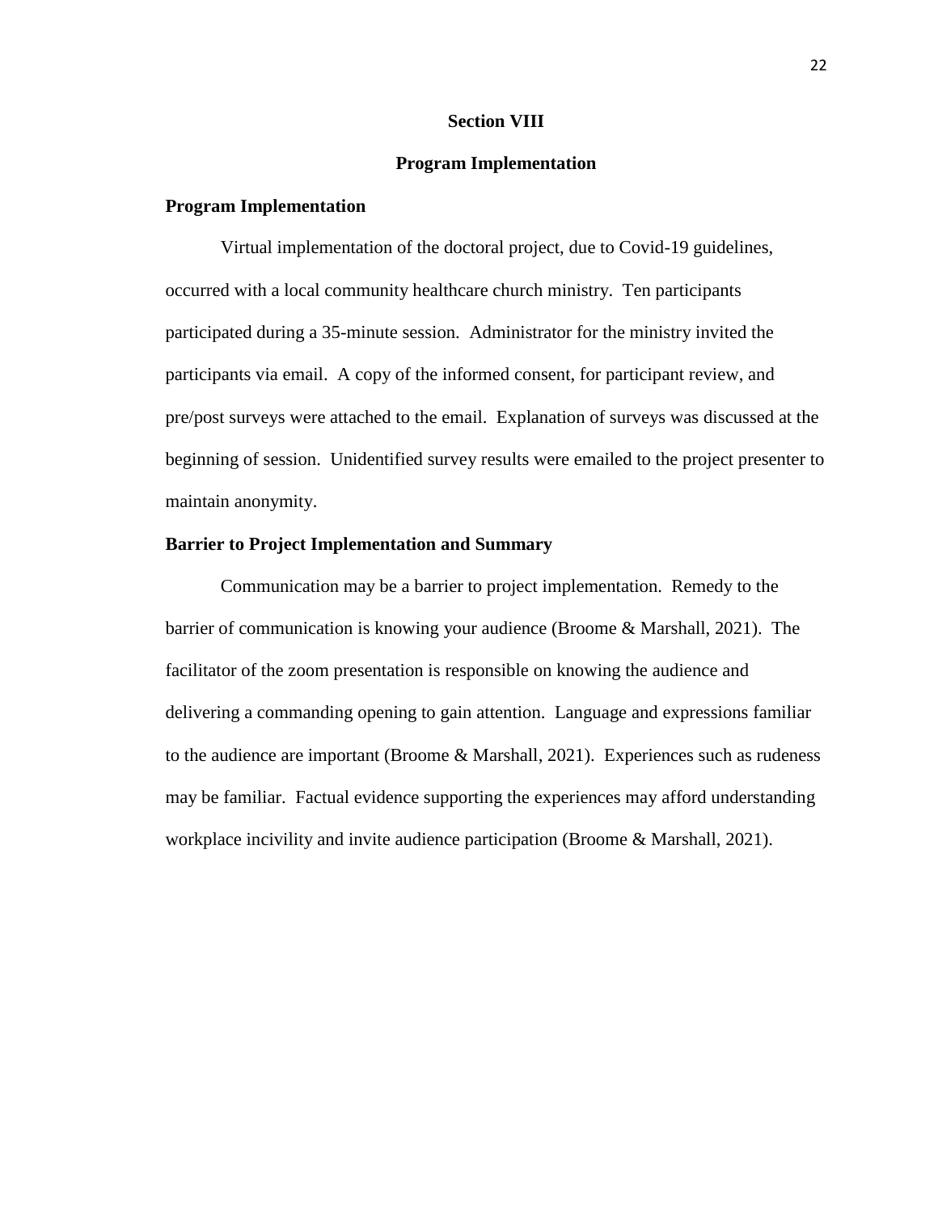## Section VIII

## Program Implementation

### Program Implementation

Virtual implementation of the doctoral project, due to Covid-19 guidelines, occurred with a local community healthcare church ministry. Ten participants participated during a 35-minute session. Administrator for the ministry invited the participants via email. A copy of the informed consent, for participant review, and pre/post surveys were attached to the email. Explanation of surveys was discussed at the beginning of session. Unidentified survey results were emailed to the project presenter to maintain anonymity.

### Barrier to Project Implementation and Summary

Communication may be a barrier to project implementation. Remedy to the barrier of communication is knowing your audience (Broome & Marshall, 2021). The facilitator of the zoom presentation is responsible on knowing the audience and delivering a commanding opening to gain attention. Language and expressions familiar to the audience are important (Broome & Marshall, 2021). Experiences such as rudeness may be familiar. Factual evidence supporting the experiences may afford understanding workplace incivility and invite audience participation (Broome & Marshall, 2021).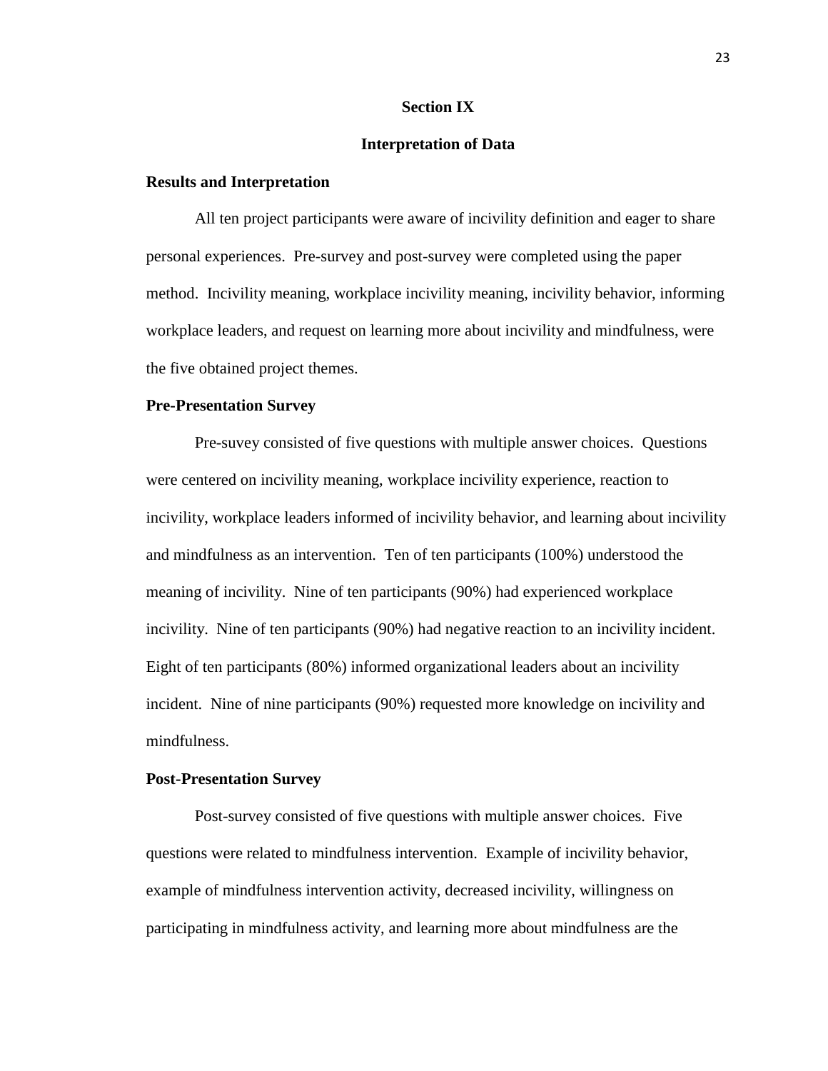## Section IX

## Interpretation of Data

### Results and Interpretation

All ten project participants were aware of incivility definition and eager to share personal experiences. Pre-survey and post-survey were completed using the paper method. Incivility meaning, workplace incivility meaning, incivility behavior, informing workplace leaders, and request on learning more about incivility and mindfulness, were the five obtained project themes.

### Pre-Presentation Survey

Pre-suvey consisted of five questions with multiple answer choices. Questions were centered on incivility meaning, workplace incivility experience, reaction to incivility, workplace leaders informed of incivility behavior, and learning about incivility and mindfulness as an intervention. Ten of ten participants (100%) understood the meaning of incivility. Nine of ten participants (90%) had experienced workplace incivility. Nine of ten participants (90%) had negative reaction to an incivility incident. Eight of ten participants (80%) informed organizational leaders about an incivility incident. Nine of nine participants (90%) requested more knowledge on incivility and mindfulness.

### Post-Presentation Survey

Post-survey consisted of five questions with multiple answer choices. Five questions were related to mindfulness intervention. Example of incivility behavior, example of mindfulness intervention activity, decreased incivility, willingness on participating in mindfulness activity, and learning more about mindfulness are the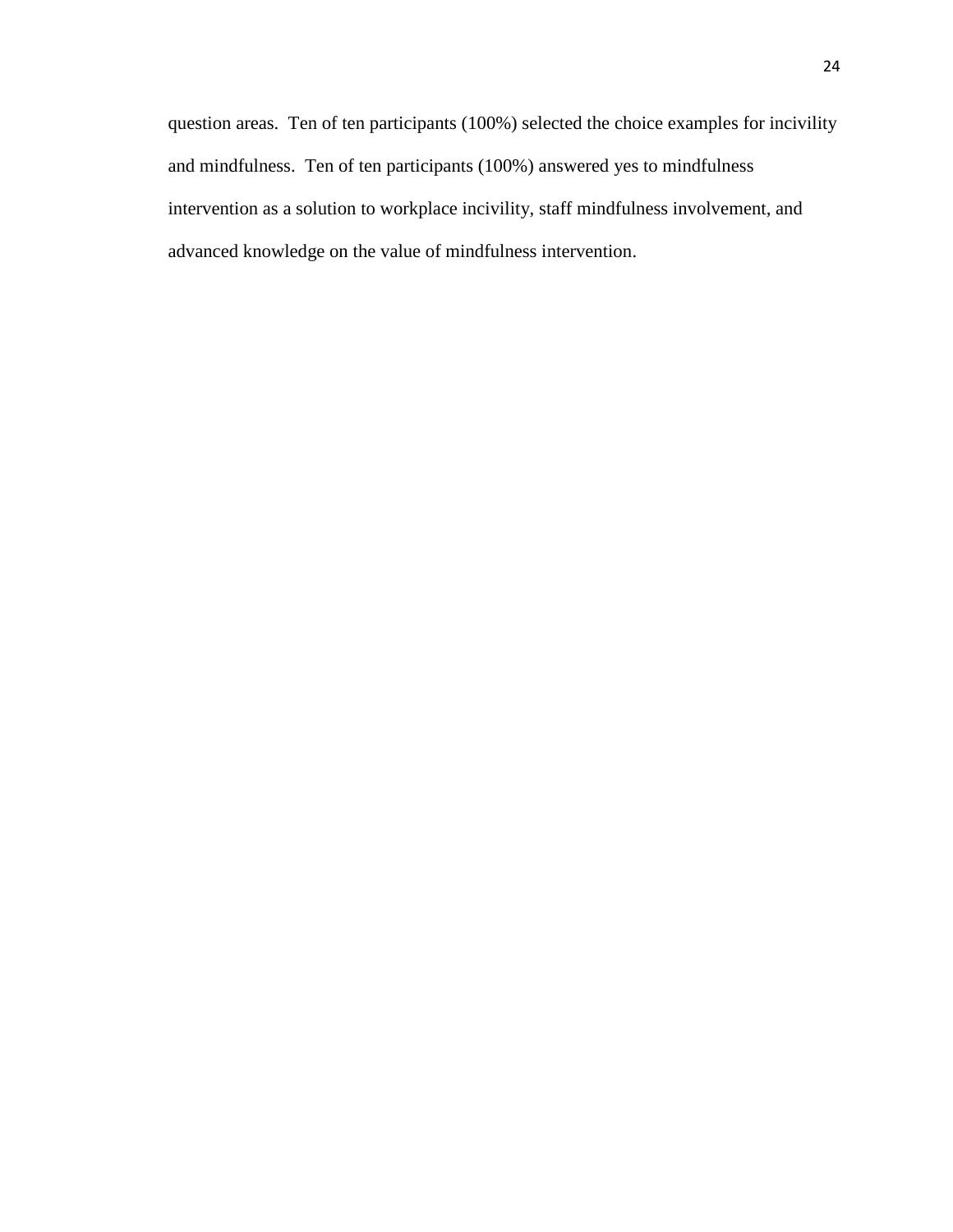question areas.  Ten of ten participants (100%) selected the choice examples for incivility and mindfulness.  Ten of ten participants (100%) answered yes to mindfulness intervention as a solution to workplace incivility, staff mindfulness involvement, and advanced knowledge on the value of mindfulness intervention.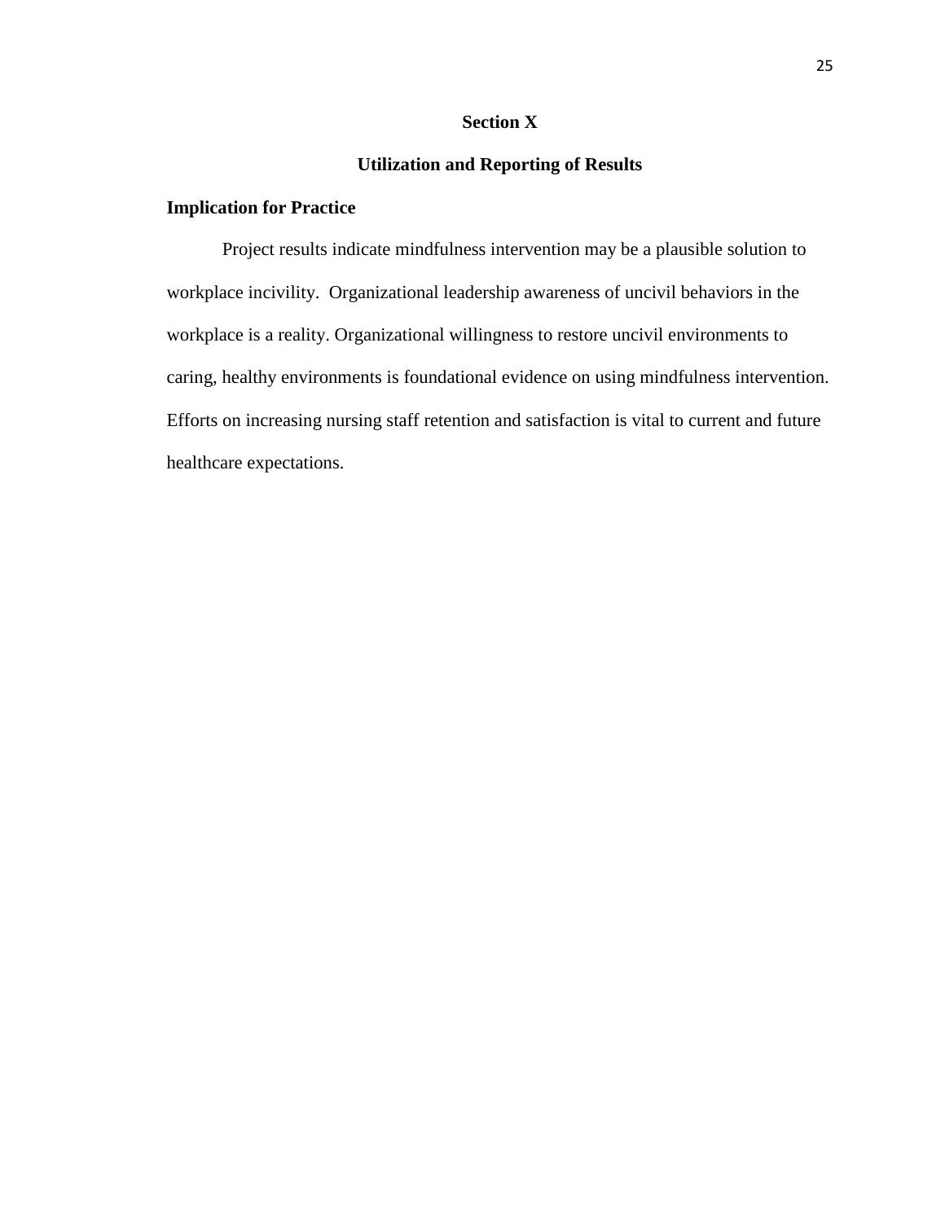# Section X

## Utilization and Reporting of Results

### Implication for Practice

Project results indicate mindfulness intervention may be a plausible solution to workplace incivility. Organizational leadership awareness of uncivil behaviors in the workplace is a reality. Organizational willingness to restore uncivil environments to caring, healthy environments is foundational evidence on using mindfulness intervention. Efforts on increasing nursing staff retention and satisfaction is vital to current and future healthcare expectations.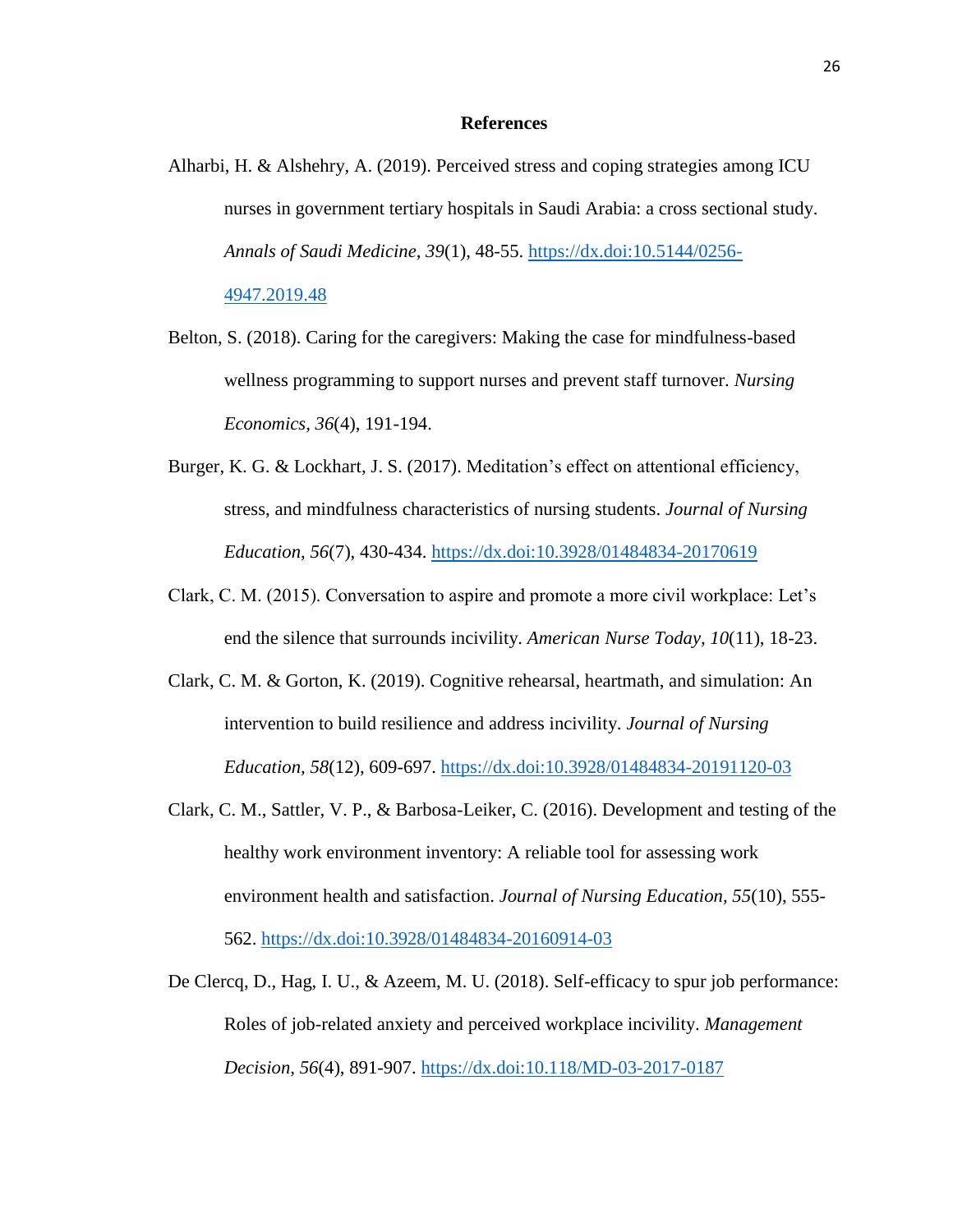# References

Alharbi, H. & Alshehry, A. (2019). Perceived stress and coping strategies among ICU nurses in government tertiary hospitals in Saudi Arabia: a cross sectional study. *Annals of Saudi Medicine, 39*(1), 48-55. https://dx.doi:10.5144/0256-4947.2019.48

Belton, S. (2018). Caring for the caregivers: Making the case for mindfulness-based wellness programming to support nurses and prevent staff turnover. *Nursing Economics, 36*(4), 191-194.

Burger, K. G. & Lockhart, J. S. (2017). Meditation's effect on attentional efficiency, stress, and mindfulness characteristics of nursing students. *Journal of Nursing Education, 56*(7), 430-434. https://dx.doi:10.3928/01484834-20170619

Clark, C. M. (2015). Conversation to aspire and promote a more civil workplace: Let's end the silence that surrounds incivility. *American Nurse Today, 10*(11), 18-23.

Clark, C. M. & Gorton, K. (2019). Cognitive rehearsal, heartmath, and simulation: An intervention to build resilience and address incivility. *Journal of Nursing Education, 58*(12), 609-697. https://dx.doi:10.3928/01484834-20191120-03

Clark, C. M., Sattler, V. P., & Barbosa-Leiker, C. (2016). Development and testing of the healthy work environment inventory: A reliable tool for assessing work environment health and satisfaction. *Journal of Nursing Education, 55*(10), 555-562. https://dx.doi:10.3928/01484834-20160914-03

De Clercq, D., Hag, I. U., & Azeem, M. U. (2018). Self-efficacy to spur job performance: Roles of job-related anxiety and perceived workplace incivility. *Management Decision, 56*(4), 891-907. https://dx.doi:10.118/MD-03-2017-0187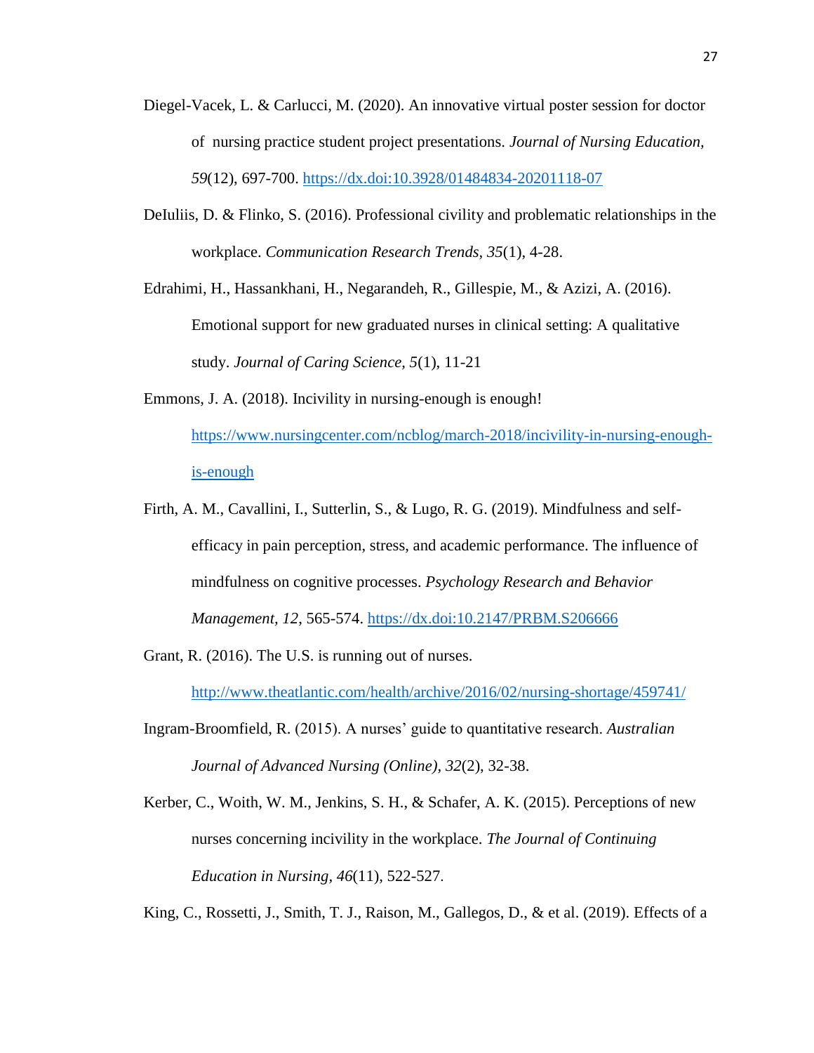Diegel-Vacek, L. & Carlucci, M. (2020). An innovative virtual poster session for doctor of nursing practice student project presentations. *Journal of Nursing Education, 59*(12), 697-700. https://dx.doi:10.3928/01484834-20201118-07

DeIuliis, D. & Flinko, S. (2016). Professional civility and problematic relationships in the workplace. *Communication Research Trends, 35*(1), 4-28.

Edrahimi, H., Hassankhani, H., Negarandeh, R., Gillespie, M., & Azizi, A. (2016). Emotional support for new graduated nurses in clinical setting: A qualitative study. *Journal of Caring Science, 5*(1), 11-21

Emmons, J. A. (2018). Incivility in nursing-enough is enough! https://www.nursingcenter.com/ncblog/march-2018/incivility-in-nursing-enough-is-enough

Firth, A. M., Cavallini, I., Sutterlin, S., & Lugo, R. G. (2019). Mindfulness and self-efficacy in pain perception, stress, and academic performance. The influence of mindfulness on cognitive processes. *Psychology Research and Behavior Management, 12*, 565-574. https://dx.doi:10.2147/PRBM.S206666

Grant, R. (2016). The U.S. is running out of nurses. http://www.theatlantic.com/health/archive/2016/02/nursing-shortage/459741/

Ingram-Broomfield, R. (2015). A nurses' guide to quantitative research. *Australian Journal of Advanced Nursing (Online), 32*(2), 32-38.

Kerber, C., Woith, W. M., Jenkins, S. H., & Schafer, A. K. (2015). Perceptions of new nurses concerning incivility in the workplace. *The Journal of Continuing Education in Nursing, 46*(11), 522-527.

King, C., Rossetti, J., Smith, T. J., Raison, M., Gallegos, D., & et al. (2019). Effects of a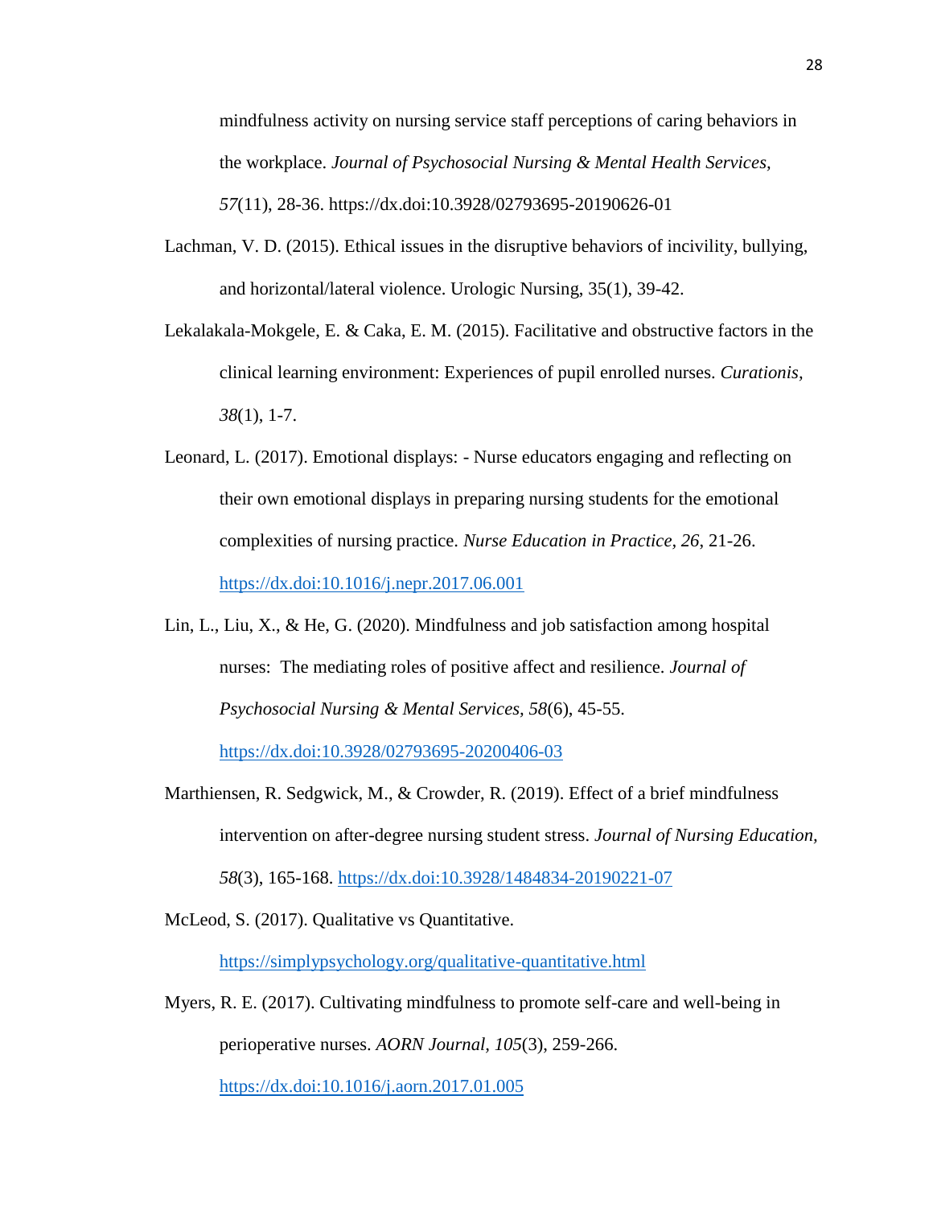mindfulness activity on nursing service staff perceptions of caring behaviors in the workplace. *Journal of Psychosocial Nursing & Mental Health Services, 57*(11), 28-36. https://dx.doi:10.3928/02793695-20190626-01

Lachman, V. D. (2015). Ethical issues in the disruptive behaviors of incivility, bullying, and horizontal/lateral violence. Urologic Nursing, 35(1), 39-42.

Lekalakala-Mokgele, E. & Caka, E. M. (2015). Facilitative and obstructive factors in the clinical learning environment: Experiences of pupil enrolled nurses. *Curationis, 38*(1), 1-7.

Leonard, L. (2017). Emotional displays: - Nurse educators engaging and reflecting on their own emotional displays in preparing nursing students for the emotional complexities of nursing practice. *Nurse Education in Practice, 26*, 21-26. https://dx.doi:10.1016/j.nepr.2017.06.001

Lin, L., Liu, X., & He, G. (2020). Mindfulness and job satisfaction among hospital nurses: The mediating roles of positive affect and resilience. *Journal of Psychosocial Nursing & Mental Services, 58*(6), 45-55. https://dx.doi:10.3928/02793695-20200406-03

Marthiensen, R. Sedgwick, M., & Crowder, R. (2019). Effect of a brief mindfulness intervention on after-degree nursing student stress. *Journal of Nursing Education, 58*(3), 165-168. https://dx.doi:10.3928/1484834-20190221-07

McLeod, S. (2017). Qualitative vs Quantitative. https://simplypsychology.org/qualitative-quantitative.html

Myers, R. E. (2017). Cultivating mindfulness to promote self-care and well-being in perioperative nurses. *AORN Journal, 105*(3), 259-266. https://dx.doi:10.1016/j.aorn.2017.01.005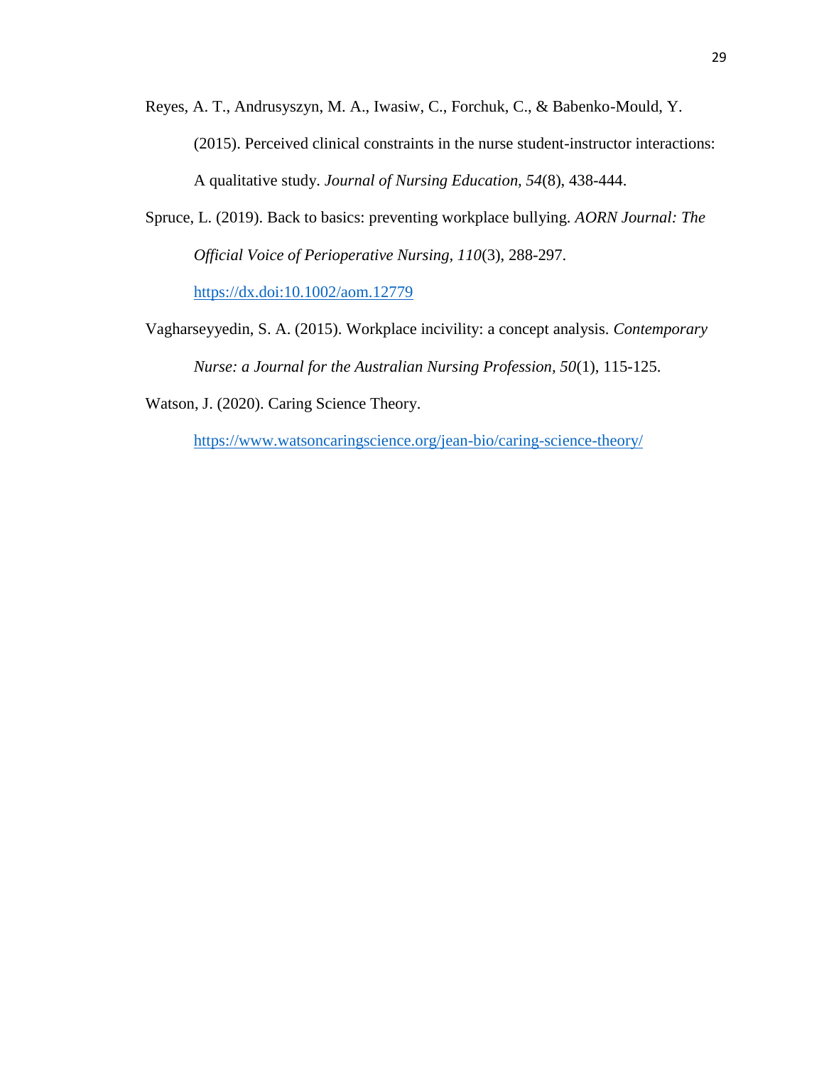Reyes, A. T., Andrusyszyn, M. A., Iwasiw, C., Forchuk, C., & Babenko-Mould, Y. (2015). Perceived clinical constraints in the nurse student-instructor interactions: A qualitative study. *Journal of Nursing Education, 54*(8), 438-444.

Spruce, L. (2019). Back to basics: preventing workplace bullying. *AORN Journal: The Official Voice of Perioperative Nursing, 110*(3), 288-297. https://dx.doi:10.1002/aom.12779

Vagharseyyedin, S. A. (2015). Workplace incivility: a concept analysis. *Contemporary Nurse: a Journal for the Australian Nursing Profession, 50*(1), 115-125.

Watson, J. (2020). Caring Science Theory. https://www.watsoncaringscience.org/jean-bio/caring-science-theory/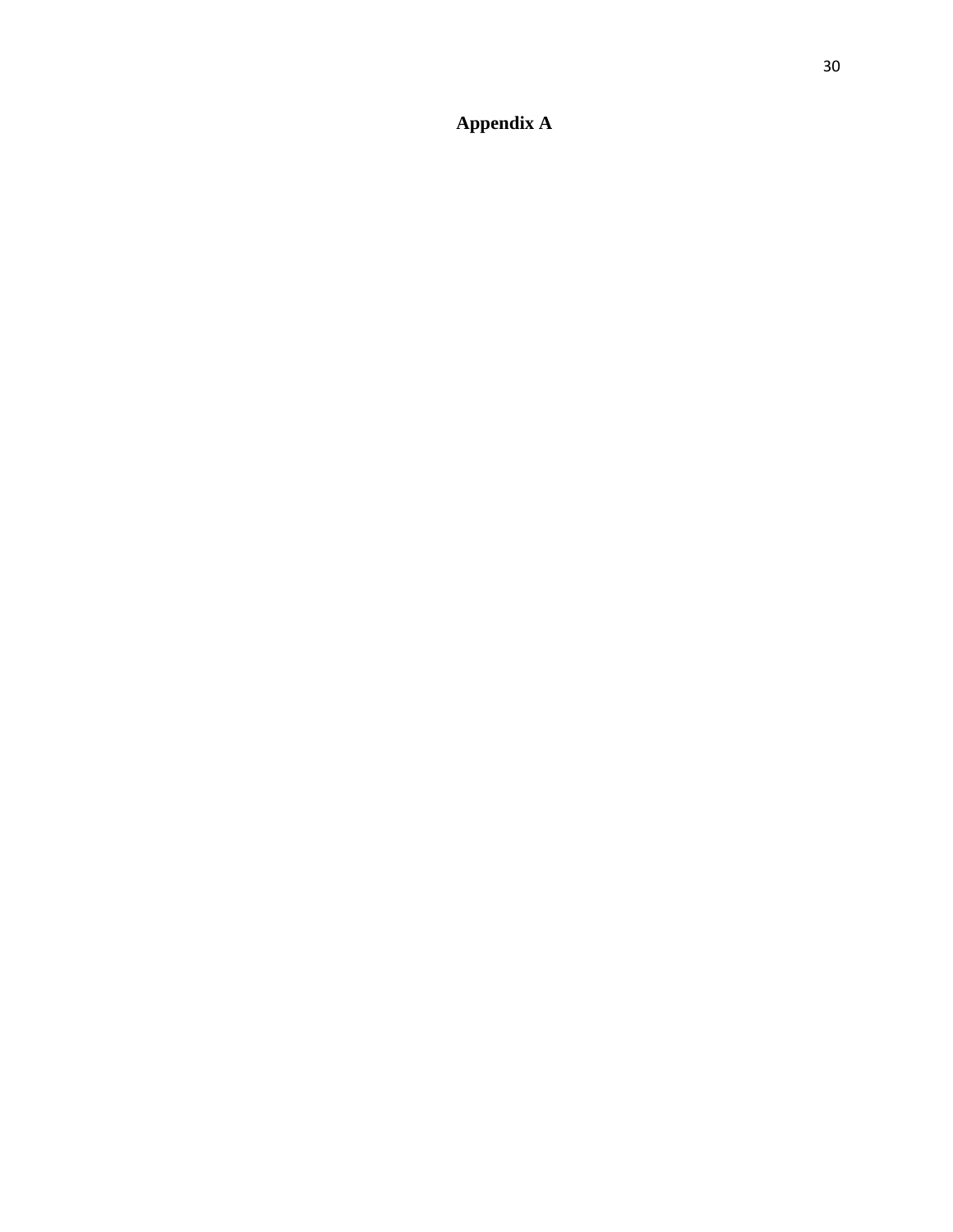# Appendix A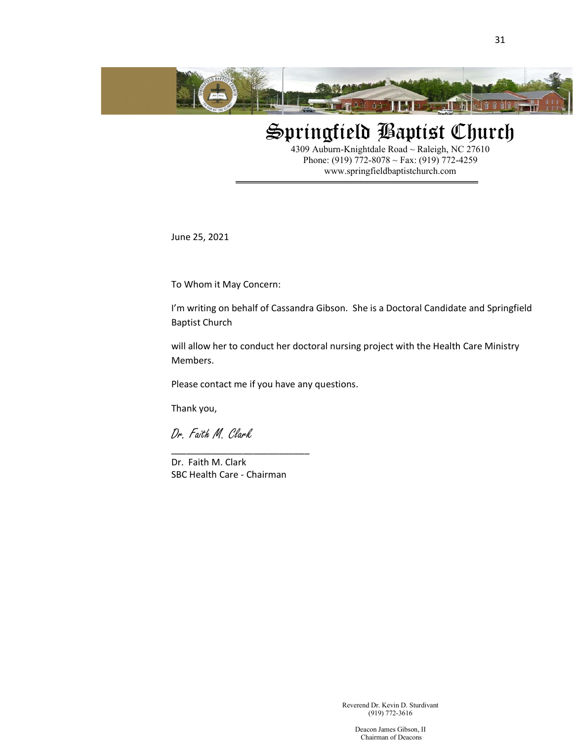# Springfield Baptist Church

4309 Auburn-Knightdale Road ~ Raleigh, NC 27610
Phone: (919) 772-8078 ~ Fax: (919) 772-4259
www.springfieldbaptistchurch.com

---

June 25, 2021

To Whom it May Concern:

I'm writing on behalf of Cassandra Gibson. She is a Doctoral Candidate and Springfield Baptist Church

will allow her to conduct her doctoral nursing project with the Health Care Ministry Members.

Please contact me if you have any questions.

Thank you,

*Dr. Faith M. Clark*

___________________________

Dr. Faith M. Clark
SBC Health Care - Chairman

Reverend Dr. Kevin D. Sturdivant
(919) 772-3616

Deacon James Gibson, II
Chairman of Deacons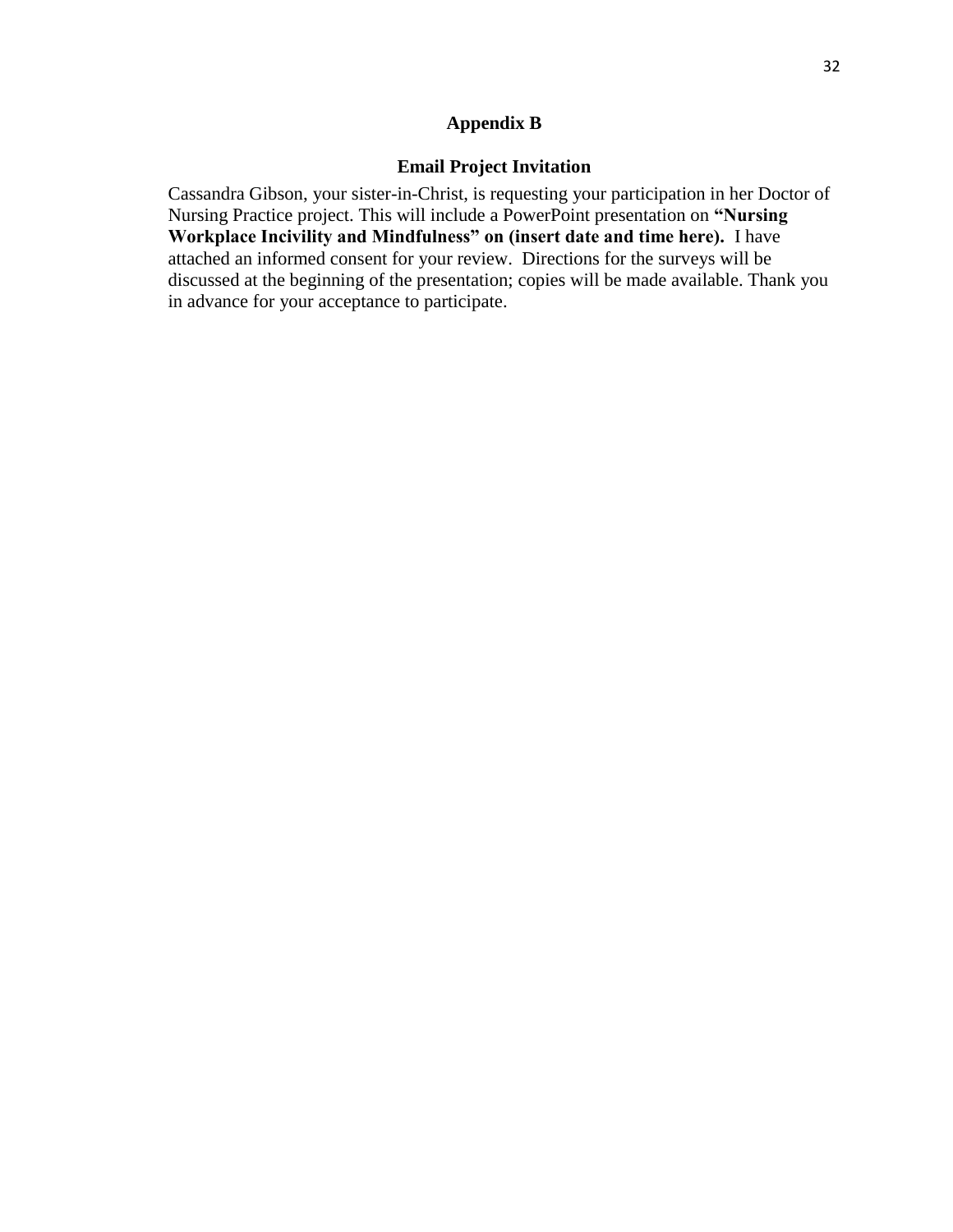## Appendix B

### Email Project Invitation

Cassandra Gibson, your sister-in-Christ, is requesting your participation in her Doctor of Nursing Practice project. This will include a PowerPoint presentation on **"Nursing Workplace Incivility and Mindfulness" on (insert date and time here).** I have attached an informed consent for your review. Directions for the surveys will be discussed at the beginning of the presentation; copies will be made available. Thank you in advance for your acceptance to participate.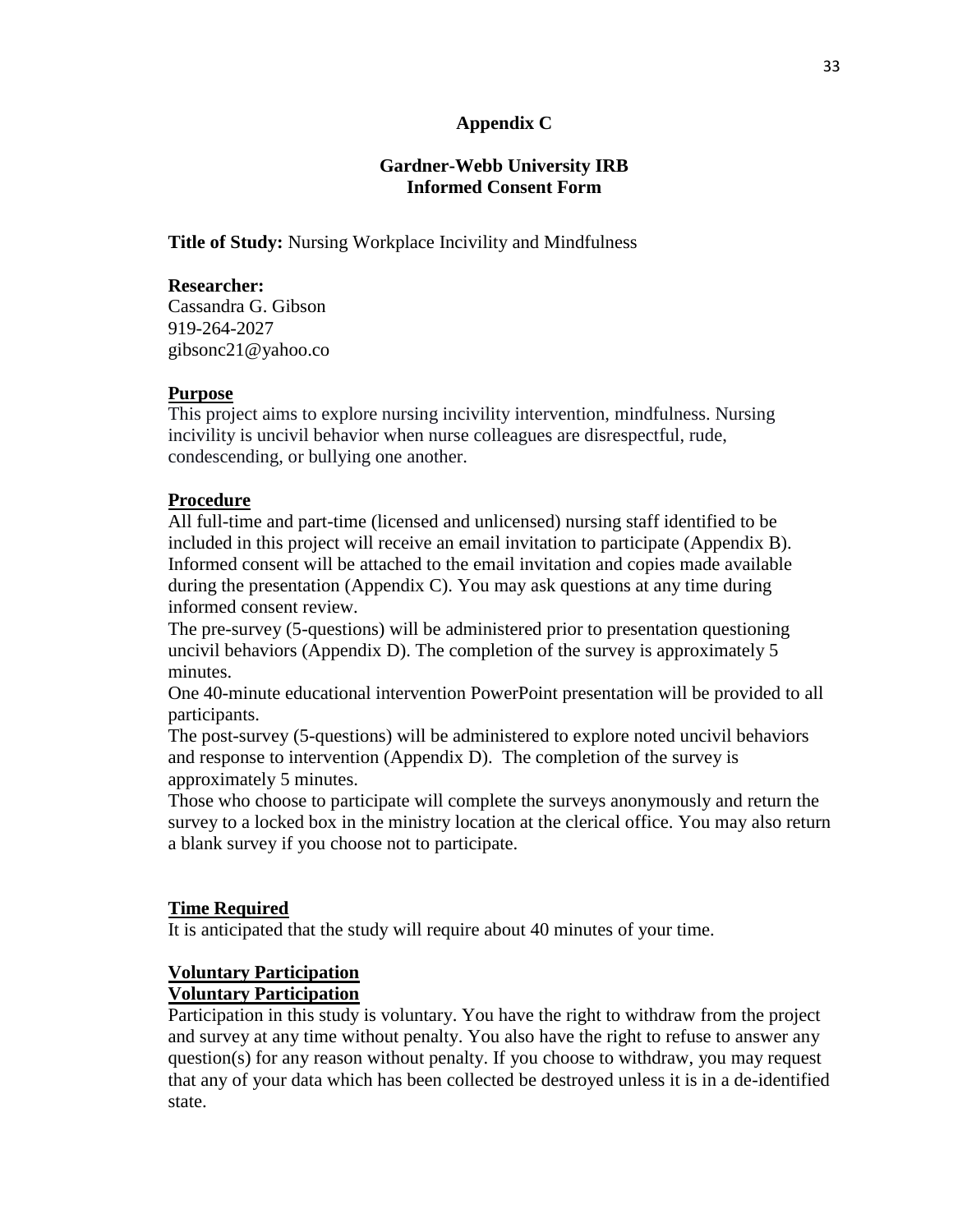**Appendix C**

**Gardner-Webb University IRB**
**Informed Consent Form**

**Title of Study:** Nursing Workplace Incivility and Mindfulness

**Researcher:**
Cassandra G. Gibson
919-264-2027
gibsonc21@yahoo.co

**Purpose**

This project aims to explore nursing incivility intervention, mindfulness. Nursing incivility is uncivil behavior when nurse colleagues are disrespectful, rude, condescending, or bullying one another.

**Procedure**

All full-time and part-time (licensed and unlicensed) nursing staff identified to be included in this project will receive an email invitation to participate (Appendix B). Informed consent will be attached to the email invitation and copies made available during the presentation (Appendix C). You may ask questions at any time during informed consent review.

The pre-survey (5-questions) will be administered prior to presentation questioning uncivil behaviors (Appendix D). The completion of the survey is approximately 5 minutes.

One 40-minute educational intervention PowerPoint presentation will be provided to all participants.

The post-survey (5-questions) will be administered to explore noted uncivil behaviors and response to intervention (Appendix D). The completion of the survey is approximately 5 minutes.

Those who choose to participate will complete the surveys anonymously and return the survey to a locked box in the ministry location at the clerical office. You may also return a blank survey if you choose not to participate.

**Time Required**

It is anticipated that the study will require about 40 minutes of your time.

**Voluntary Participation**
**Voluntary Participation**

Participation in this study is voluntary. You have the right to withdraw from the project and survey at any time without penalty. You also have the right to refuse to answer any question(s) for any reason without penalty. If you choose to withdraw, you may request that any of your data which has been collected be destroyed unless it is in a de-identified state.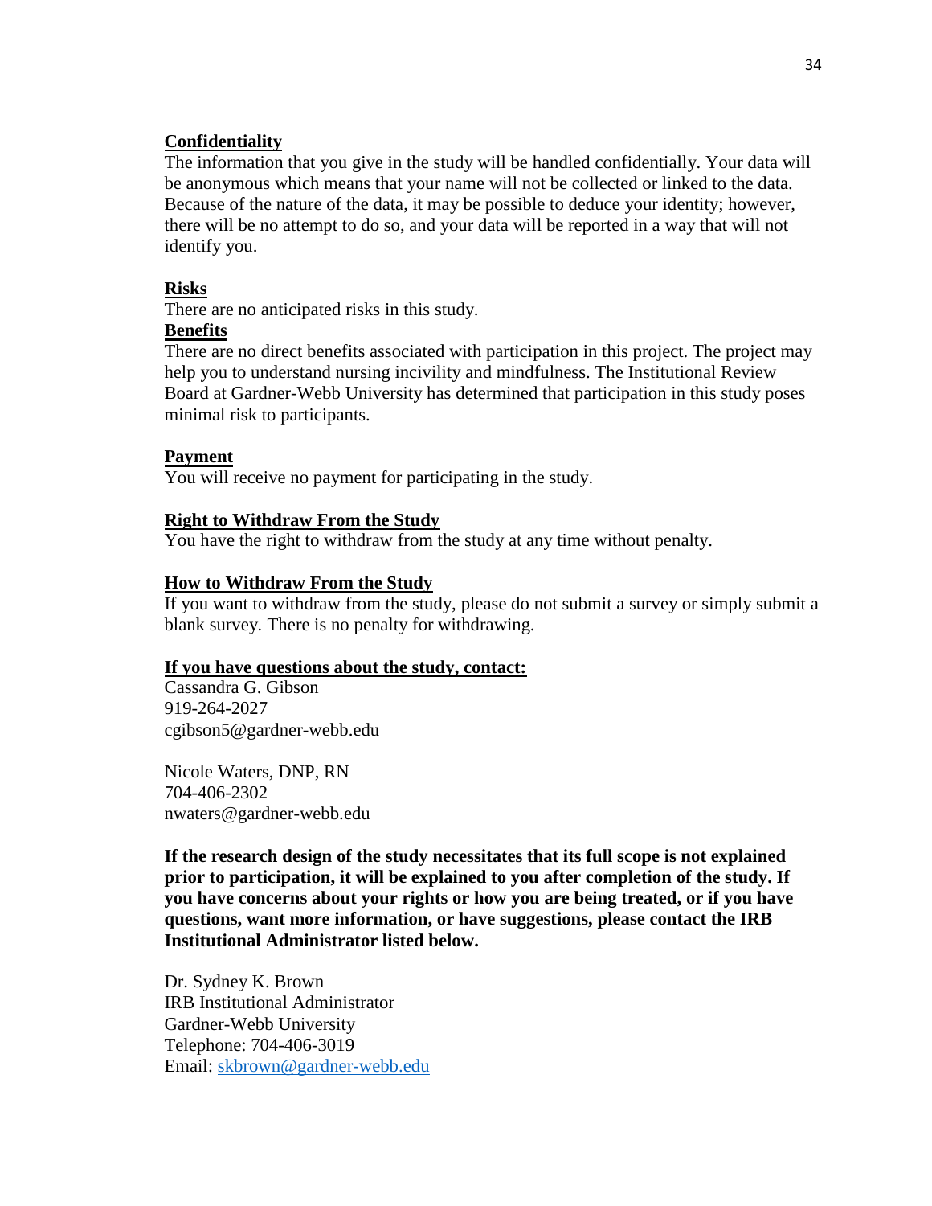**Confidentiality**

The information that you give in the study will be handled confidentially. Your data will be anonymous which means that your name will not be collected or linked to the data. Because of the nature of the data, it may be possible to deduce your identity; however, there will be no attempt to do so, and your data will be reported in a way that will not identify you.

**Risks**

There are no anticipated risks in this study.

**Benefits**

There are no direct benefits associated with participation in this project. The project may help you to understand nursing incivility and mindfulness. The Institutional Review Board at Gardner-Webb University has determined that participation in this study poses minimal risk to participants.

**Payment**

You will receive no payment for participating in the study.

**Right to Withdraw From the Study**

You have the right to withdraw from the study at any time without penalty.

**How to Withdraw From the Study**

If you want to withdraw from the study, please do not submit a survey or simply submit a blank survey. There is no penalty for withdrawing.

**If you have questions about the study, contact:**

Cassandra G. Gibson
919-264-2027
cgibson5@gardner-webb.edu

Nicole Waters, DNP, RN
704-406-2302
nwaters@gardner-webb.edu

**If the research design of the study necessitates that its full scope is not explained prior to participation, it will be explained to you after completion of the study. If you have concerns about your rights or how you are being treated, or if you have questions, want more information, or have suggestions, please contact the IRB Institutional Administrator listed below.**

Dr. Sydney K. Brown
IRB Institutional Administrator
Gardner-Webb University
Telephone: 704-406-3019
Email: skbrown@gardner-webb.edu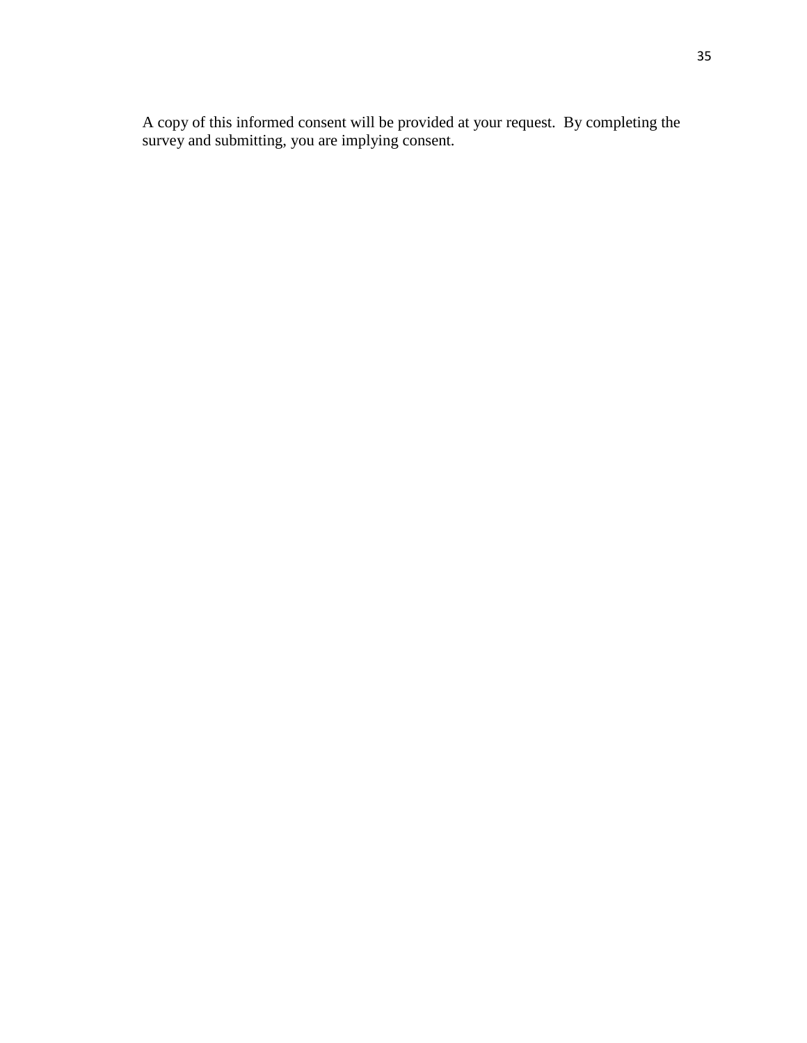A copy of this informed consent will be provided at your request. By completing the survey and submitting, you are implying consent.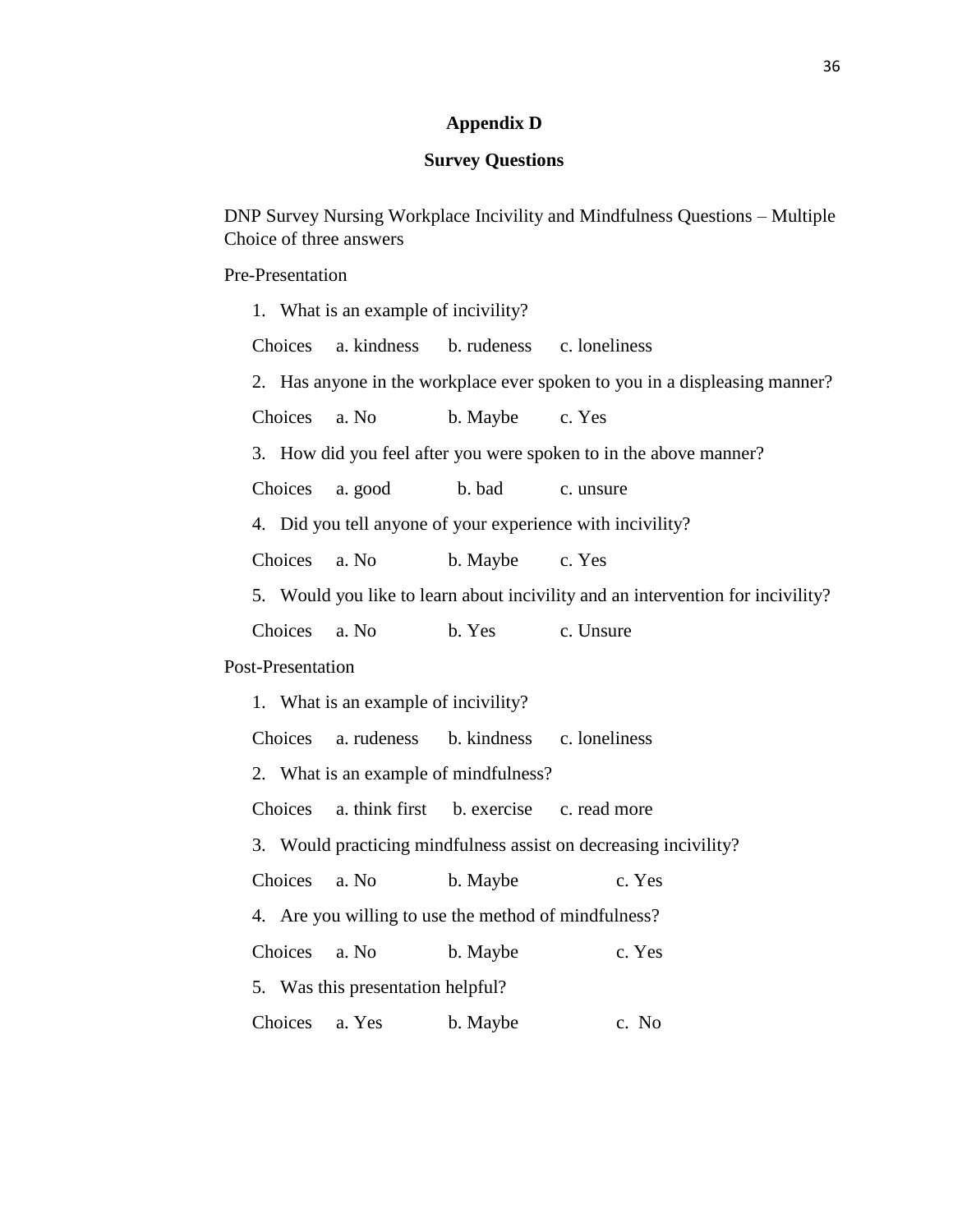## Appendix D

## Survey Questions

DNP Survey Nursing Workplace Incivility and Mindfulness Questions – Multiple Choice of three answers

Pre-Presentation

1. What is an example of incivility?

   Choices a. kindness b. rudeness c. loneliness

2. Has anyone in the workplace ever spoken to you in a displeasing manner?

   Choices a. No b. Maybe c. Yes

3. How did you feel after you were spoken to in the above manner?

   Choices a. good b. bad c. unsure

4. Did you tell anyone of your experience with incivility?

   Choices a. No b. Maybe c. Yes

5. Would you like to learn about incivility and an intervention for incivility?

   Choices a. No b. Yes c. Unsure

Post-Presentation

1. What is an example of incivility?

   Choices a. rudeness b. kindness c. loneliness

2. What is an example of mindfulness?

   Choices a. think first b. exercise c. read more

3. Would practicing mindfulness assist on decreasing incivility?

   Choices a. No b. Maybe c. Yes

4. Are you willing to use the method of mindfulness?

   Choices a. No b. Maybe c. Yes

5. Was this presentation helpful?

   Choices a. Yes b. Maybe c. No